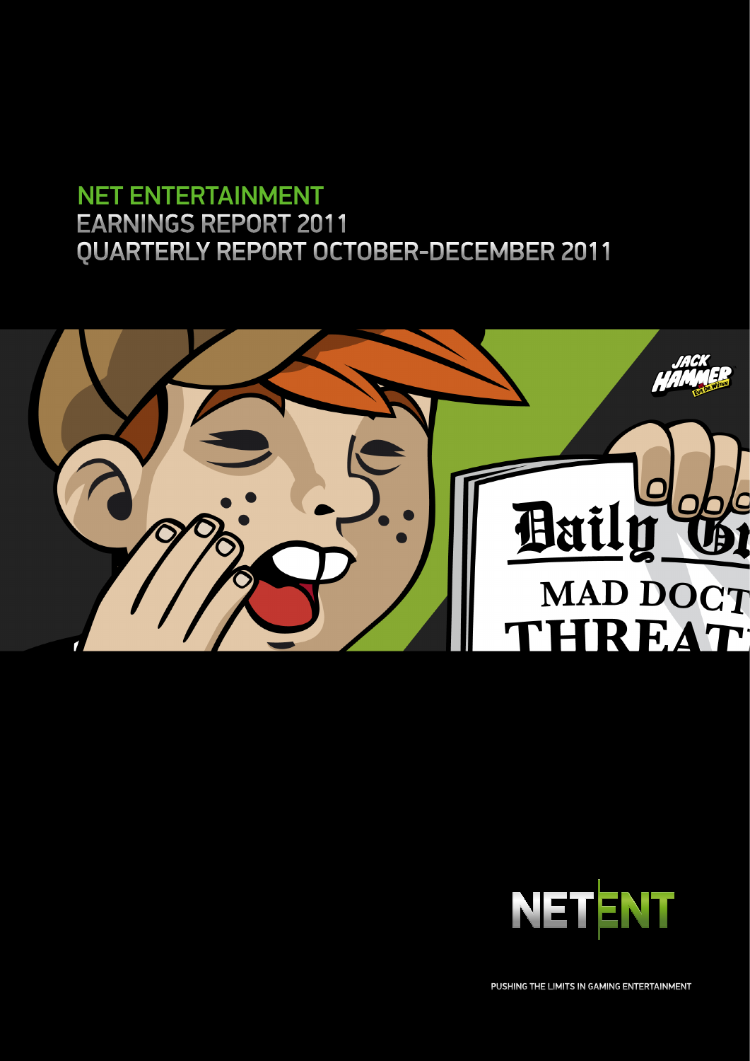# NET ENTERTAINMENT
## EARNINGS REPORT 2011
## QUARTERLY REPORT OCTOBER-DECEMBER 2011

NETENT

PUSHING THE LIMITS IN GAMING ENTERTAINMENT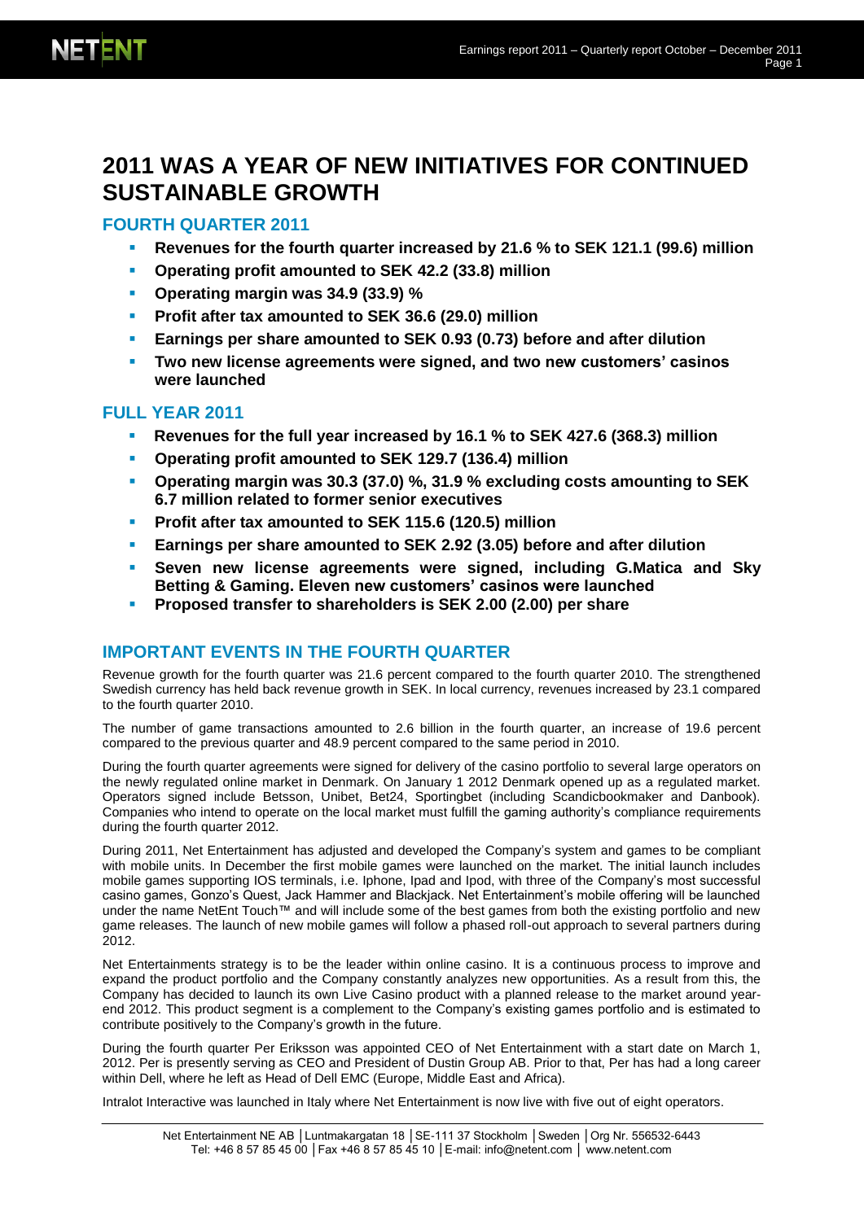# 2011 WAS A YEAR OF NEW INITIATIVES FOR CONTINUED SUSTAINABLE GROWTH

## FOURTH QUARTER 2011

- **Revenues for the fourth quarter increased by 21.6 % to SEK 121.1 (99.6) million**
- **Operating profit amounted to SEK 42.2 (33.8) million**
- **Operating margin was 34.9 (33.9) %**
- **Profit after tax amounted to SEK 36.6 (29.0) million**
- **Earnings per share amounted to SEK 0.93 (0.73) before and after dilution**
- **Two new license agreements were signed, and two new customers' casinos were launched**

## FULL YEAR 2011

- **Revenues for the full year increased by 16.1 % to SEK 427.6 (368.3) million**
- **Operating profit amounted to SEK 129.7 (136.4) million**
- **Operating margin was 30.3 (37.0) %, 31.9 % excluding costs amounting to SEK 6.7 million related to former senior executives**
- **Profit after tax amounted to SEK 115.6 (120.5) million**
- **Earnings per share amounted to SEK 2.92 (3.05) before and after dilution**
- **Seven new license agreements were signed, including G.Matica and Sky Betting & Gaming. Eleven new customers' casinos were launched**
- **Proposed transfer to shareholders is SEK 2.00 (2.00) per share**

## IMPORTANT EVENTS IN THE FOURTH QUARTER

Revenue growth for the fourth quarter was 21.6 percent compared to the fourth quarter 2010. The strengthened Swedish currency has held back revenue growth in SEK. In local currency, revenues increased by 23.1 compared to the fourth quarter 2010.

The number of game transactions amounted to 2.6 billion in the fourth quarter, an increase of 19.6 percent compared to the previous quarter and 48.9 percent compared to the same period in 2010.

During the fourth quarter agreements were signed for delivery of the casino portfolio to several large operators on the newly regulated online market in Denmark. On January 1 2012 Denmark opened up as a regulated market. Operators signed include Betsson, Unibet, Bet24, Sportingbet (including Scandicbookmaker and Danbook). Companies who intend to operate on the local market must fulfill the gaming authority's compliance requirements during the fourth quarter 2012.

During 2011, Net Entertainment has adjusted and developed the Company's system and games to be compliant with mobile units. In December the first mobile games were launched on the market. The initial launch includes mobile games supporting IOS terminals, i.e. Iphone, Ipad and Ipod, with three of the Company's most successful casino games, Gonzo's Quest, Jack Hammer and Blackjack. Net Entertainment's mobile offering will be launched under the name NetEnt Touch™ and will include some of the best games from both the existing portfolio and new game releases. The launch of new mobile games will follow a phased roll-out approach to several partners during 2012.

Net Entertainments strategy is to be the leader within online casino. It is a continuous process to improve and expand the product portfolio and the Company constantly analyzes new opportunities. As a result from this, the Company has decided to launch its own Live Casino product with a planned release to the market around year-end 2012. This product segment is a complement to the Company's existing games portfolio and is estimated to contribute positively to the Company's growth in the future.

During the fourth quarter Per Eriksson was appointed CEO of Net Entertainment with a start date on March 1, 2012. Per is presently serving as CEO and President of Dustin Group AB. Prior to that, Per has had a long career within Dell, where he left as Head of Dell EMC (Europe, Middle East and Africa).

Intralot Interactive was launched in Italy where Net Entertainment is now live with five out of eight operators.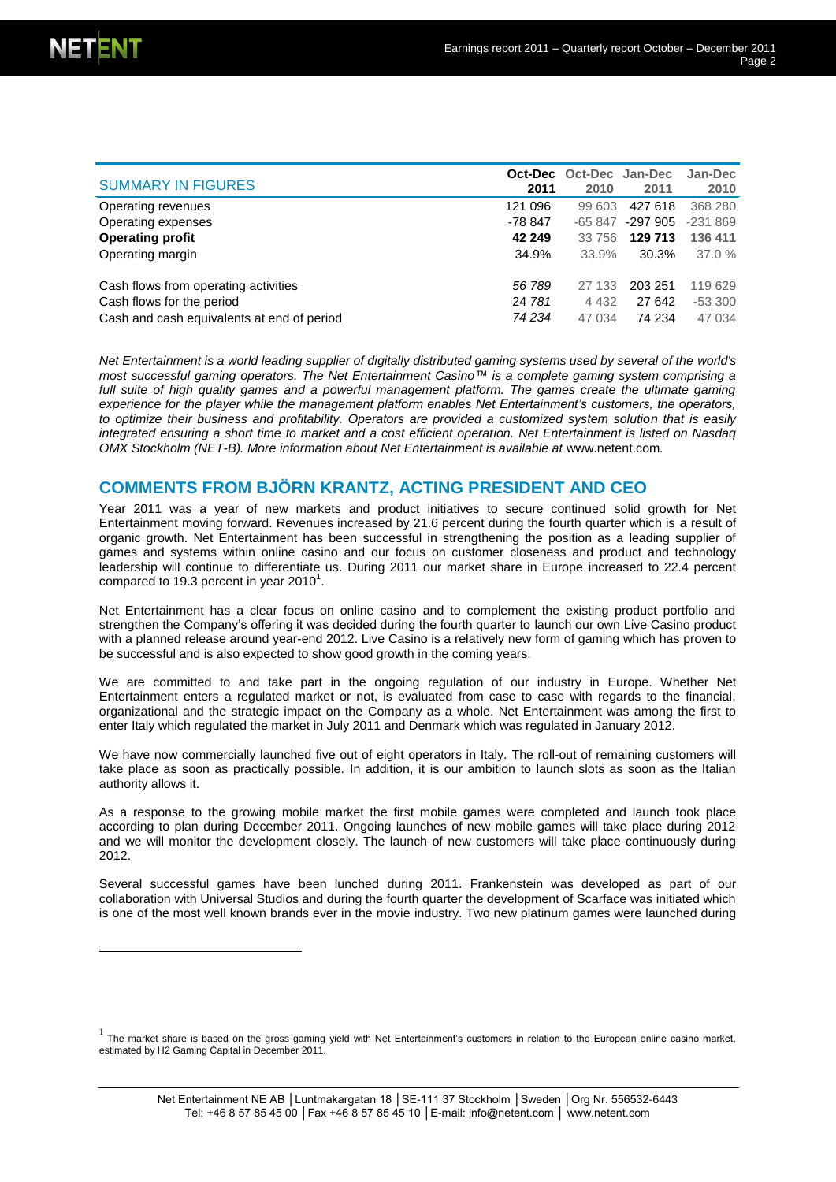| SUMMARY IN FIGURES | Oct-Dec 2011 | Oct-Dec 2010 | Jan-Dec 2011 | Jan-Dec 2010 |
|---|---|---|---|---|
| Operating revenues | 121 096 | 99 603 | 427 618 | 368 280 |
| Operating expenses | -78 847 | -65 847 | -297 905 | -231 869 |
| **Operating profit** | **42 249** | 33 756 | **129 713** | **136 411** |
| Operating margin | 34.9% | 33.9% | 30.3% | 37.0 % |
| | | | | |
| Cash flows from operating activities | *56 789* | 27 133 | 203 251 | 119 629 |
| Cash flows for the period | *24 781* | 4 432 | 27 642 | -53 300 |
| Cash and cash equivalents at end of period | *74 234* | 47 034 | 74 234 | 47 034 |

*Net Entertainment is a world leading supplier of digitally distributed gaming systems used by several of the world's most successful gaming operators. The Net Entertainment Casino™ is a complete gaming system comprising a full suite of high quality games and a powerful management platform. The games create the ultimate gaming experience for the player while the management platform enables Net Entertainment's customers, the operators, to optimize their business and profitability. Operators are provided a customized system solution that is easily integrated ensuring a short time to market and a cost efficient operation. Net Entertainment is listed on Nasdaq OMX Stockholm (NET-B). More information about Net Entertainment is available at* www.netent.com*.*

## COMMENTS FROM BJÖRN KRANTZ, ACTING PRESIDENT AND CEO

Year 2011 was a year of new markets and product initiatives to secure continued solid growth for Net Entertainment moving forward. Revenues increased by 21.6 percent during the fourth quarter which is a result of organic growth. Net Entertainment has been successful in strengthening the position as a leading supplier of games and systems within online casino and our focus on customer closeness and product and technology leadership will continue to differentiate us. During 2011 our market share in Europe increased to 22.4 percent compared to 19.3 percent in year 2010[1].

Net Entertainment has a clear focus on online casino and to complement the existing product portfolio and strengthen the Company's offering it was decided during the fourth quarter to launch our own Live Casino product with a planned release around year-end 2012. Live Casino is a relatively new form of gaming which has proven to be successful and is also expected to show good growth in the coming years.

We are committed to and take part in the ongoing regulation of our industry in Europe. Whether Net Entertainment enters a regulated market or not, is evaluated from case to case with regards to the financial, organizational and the strategic impact on the Company as a whole. Net Entertainment was among the first to enter Italy which regulated the market in July 2011 and Denmark which was regulated in January 2012.

We have now commercially launched five out of eight operators in Italy. The roll-out of remaining customers will take place as soon as practically possible. In addition, it is our ambition to launch slots as soon as the Italian authority allows it.

As a response to the growing mobile market the first mobile games were completed and launch took place according to plan during December 2011. Ongoing launches of new mobile games will take place during 2012 and we will monitor the development closely. The launch of new customers will take place continuously during 2012.

Several successful games have been lunched during 2011. Frankenstein was developed as part of our collaboration with Universal Studios and during the fourth quarter the development of Scarface was initiated which is one of the most well known brands ever in the movie industry. Two new platinum games were launched during

[1] The market share is based on the gross gaming yield with Net Entertainment's customers in relation to the European online casino market, estimated by H2 Gaming Capital in December 2011.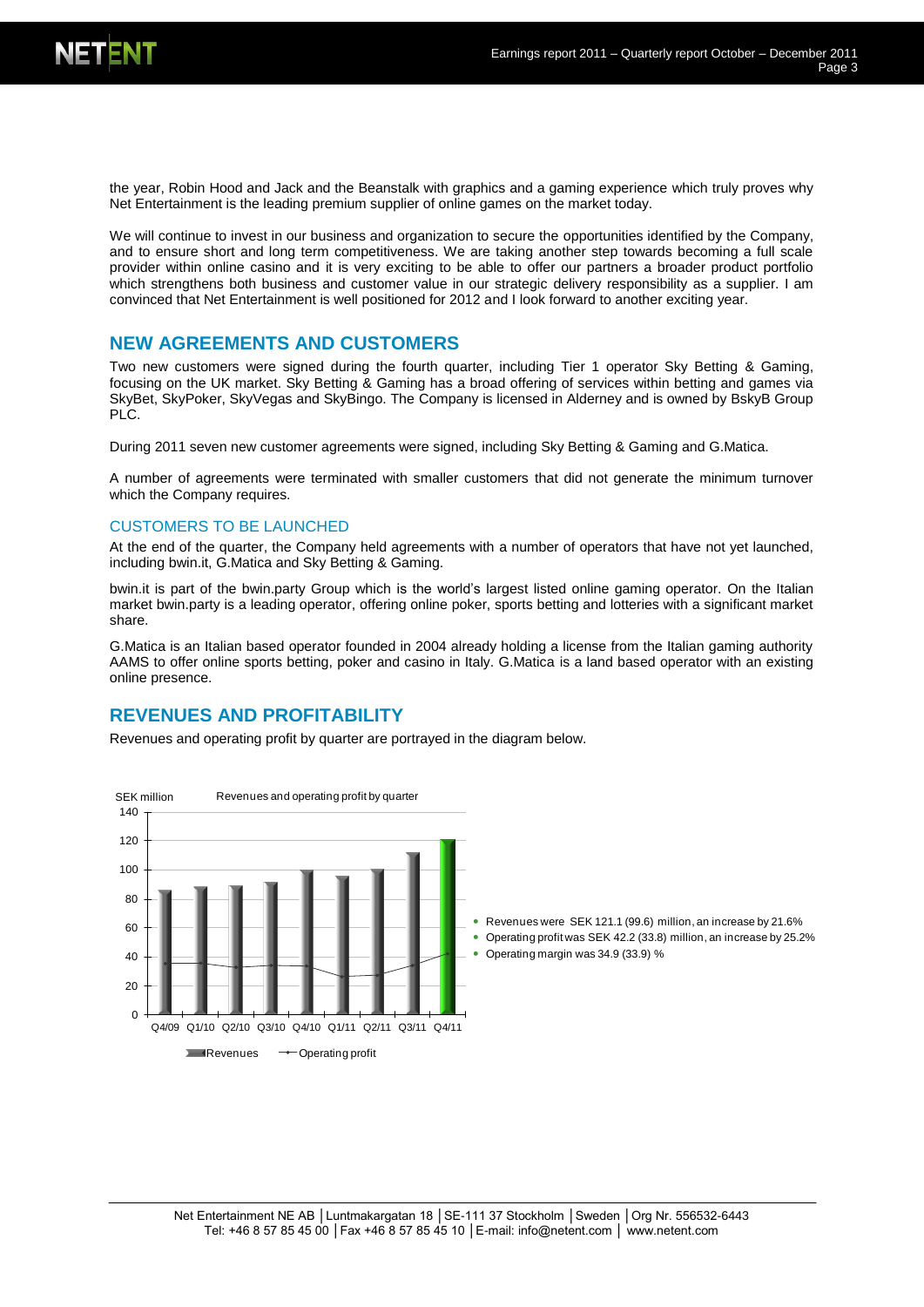the year, Robin Hood and Jack and the Beanstalk with graphics and a gaming experience which truly proves why Net Entertainment is the leading premium supplier of online games on the market today.

We will continue to invest in our business and organization to secure the opportunities identified by the Company, and to ensure short and long term competitiveness. We are taking another step towards becoming a full scale provider within online casino and it is very exciting to be able to offer our partners a broader product portfolio which strengthens both business and customer value in our strategic delivery responsibility as a supplier. I am convinced that Net Entertainment is well positioned for 2012 and I look forward to another exciting year.

## NEW AGREEMENTS AND CUSTOMERS

Two new customers were signed during the fourth quarter, including Tier 1 operator Sky Betting & Gaming, focusing on the UK market. Sky Betting & Gaming has a broad offering of services within betting and games via SkyBet, SkyPoker, SkyVegas and SkyBingo. The Company is licensed in Alderney and is owned by BskyB Group PLC.

During 2011 seven new customer agreements were signed, including Sky Betting & Gaming and G.Matica.

A number of agreements were terminated with smaller customers that did not generate the minimum turnover which the Company requires.

### CUSTOMERS TO BE LAUNCHED

At the end of the quarter, the Company held agreements with a number of operators that have not yet launched, including bwin.it, G.Matica and Sky Betting & Gaming.

bwin.it is part of the bwin.party Group which is the world's largest listed online gaming operator. On the Italian market bwin.party is a leading operator, offering online poker, sports betting and lotteries with a significant market share.

G.Matica is an Italian based operator founded in 2004 already holding a license from the Italian gaming authority AAMS to offer online sports betting, poker and casino in Italy. G.Matica is a land based operator with an existing online presence.

## REVENUES AND PROFITABILITY

Revenues and operating profit by quarter are portrayed in the diagram below.

Revenues and operating profit by quarter (SEK million)

- Revenues were SEK 121.1 (99.6) million, an increase by 21.6%
- Operating profit was SEK 42.2 (33.8) million, an increase by 25.2%
- Operating margin was 34.9 (33.9) %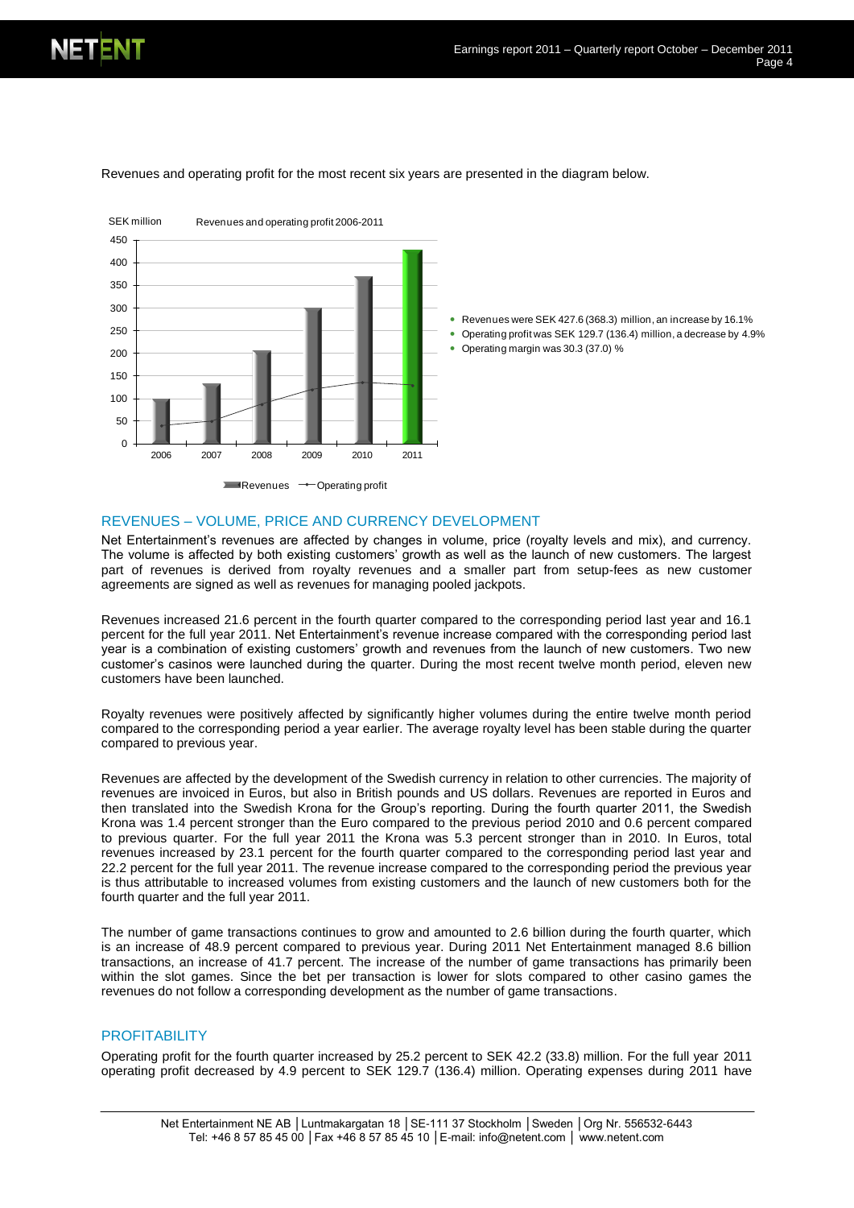Revenues and operating profit for the most recent six years are presented in the diagram below.

SEK million — Revenues and operating profit 2006-2011

- Revenues were SEK 427.6 (368.3) million, an increase by 16.1%
- Operating profit was SEK 129.7 (136.4) million, a decrease by 4.9%
- Operating margin was 30.3 (37.0) %

## REVENUES – VOLUME, PRICE AND CURRENCY DEVELOPMENT

Net Entertainment's revenues are affected by changes in volume, price (royalty levels and mix), and currency. The volume is affected by both existing customers' growth as well as the launch of new customers. The largest part of revenues is derived from royalty revenues and a smaller part from setup-fees as new customer agreements are signed as well as revenues for managing pooled jackpots.

Revenues increased 21.6 percent in the fourth quarter compared to the corresponding period last year and 16.1 percent for the full year 2011. Net Entertainment's revenue increase compared with the corresponding period last year is a combination of existing customers' growth and revenues from the launch of new customers. Two new customer's casinos were launched during the quarter. During the most recent twelve month period, eleven new customers have been launched.

Royalty revenues were positively affected by significantly higher volumes during the entire twelve month period compared to the corresponding period a year earlier. The average royalty level has been stable during the quarter compared to previous year.

Revenues are affected by the development of the Swedish currency in relation to other currencies. The majority of revenues are invoiced in Euros, but also in British pounds and US dollars. Revenues are reported in Euros and then translated into the Swedish Krona for the Group's reporting. During the fourth quarter 2011, the Swedish Krona was 1.4 percent stronger than the Euro compared to the previous period 2010 and 0.6 percent compared to previous quarter. For the full year 2011 the Krona was 5.3 percent stronger than in 2010. In Euros, total revenues increased by 23.1 percent for the fourth quarter compared to the corresponding period last year and 22.2 percent for the full year 2011. The revenue increase compared to the corresponding period the previous year is thus attributable to increased volumes from existing customers and the launch of new customers both for the fourth quarter and the full year 2011.

The number of game transactions continues to grow and amounted to 2.6 billion during the fourth quarter, which is an increase of 48.9 percent compared to previous year. During 2011 Net Entertainment managed 8.6 billion transactions, an increase of 41.7 percent. The increase of the number of game transactions has primarily been within the slot games. Since the bet per transaction is lower for slots compared to other casino games the revenues do not follow a corresponding development as the number of game transactions.

## PROFITABILITY

Operating profit for the fourth quarter increased by 25.2 percent to SEK 42.2 (33.8) million. For the full year 2011 operating profit decreased by 4.9 percent to SEK 129.7 (136.4) million. Operating expenses during 2011 have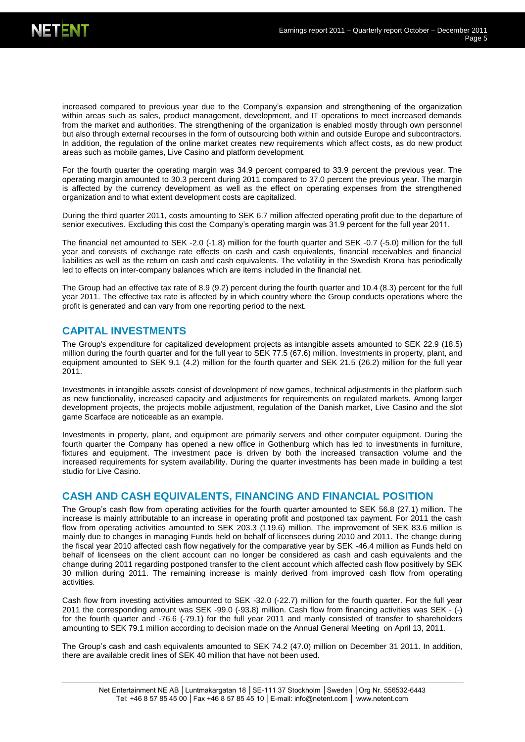increased compared to previous year due to the Company's expansion and strengthening of the organization within areas such as sales, product management, development, and IT operations to meet increased demands from the market and authorities. The strengthening of the organization is enabled mostly through own personnel but also through external recourses in the form of outsourcing both within and outside Europe and subcontractors. In addition, the regulation of the online market creates new requirements which affect costs, as do new product areas such as mobile games, Live Casino and platform development.

For the fourth quarter the operating margin was 34.9 percent compared to 33.9 percent the previous year. The operating margin amounted to 30.3 percent during 2011 compared to 37.0 percent the previous year. The margin is affected by the currency development as well as the effect on operating expenses from the strengthened organization and to what extent development costs are capitalized.

During the third quarter 2011, costs amounting to SEK 6.7 million affected operating profit due to the departure of senior executives. Excluding this cost the Company's operating margin was 31.9 percent for the full year 2011.

The financial net amounted to SEK -2.0 (-1.8) million for the fourth quarter and SEK -0.7 (-5.0) million for the full year and consists of exchange rate effects on cash and cash equivalents, financial receivables and financial liabilities as well as the return on cash and cash equivalents. The volatility in the Swedish Krona has periodically led to effects on inter-company balances which are items included in the financial net.

The Group had an effective tax rate of 8.9 (9.2) percent during the fourth quarter and 10.4 (8.3) percent for the full year 2011. The effective tax rate is affected by in which country where the Group conducts operations where the profit is generated and can vary from one reporting period to the next.

## CAPITAL INVESTMENTS

The Group's expenditure for capitalized development projects as intangible assets amounted to SEK 22.9 (18.5) million during the fourth quarter and for the full year to SEK 77.5 (67.6) million. Investments in property, plant, and equipment amounted to SEK 9.1 (4.2) million for the fourth quarter and SEK 21.5 (26.2) million for the full year 2011.

Investments in intangible assets consist of development of new games, technical adjustments in the platform such as new functionality, increased capacity and adjustments for requirements on regulated markets. Among larger development projects, the projects mobile adjustment, regulation of the Danish market, Live Casino and the slot game Scarface are noticeable as an example.

Investments in property, plant, and equipment are primarily servers and other computer equipment. During the fourth quarter the Company has opened a new office in Gothenburg which has led to investments in furniture, fixtures and equipment. The investment pace is driven by both the increased transaction volume and the increased requirements for system availability. During the quarter investments has been made in building a test studio for Live Casino.

## CASH AND CASH EQUIVALENTS, FINANCING AND FINANCIAL POSITION

The Group's cash flow from operating activities for the fourth quarter amounted to SEK 56.8 (27.1) million. The increase is mainly attributable to an increase in operating profit and postponed tax payment. For 2011 the cash flow from operating activities amounted to SEK 203.3 (119.6) million. The improvement of SEK 83.6 million is mainly due to changes in managing Funds held on behalf of licensees during 2010 and 2011. The change during the fiscal year 2010 affected cash flow negatively for the comparative year by SEK -46.4 million as Funds held on behalf of licensees on the client account can no longer be considered as cash and cash equivalents and the change during 2011 regarding postponed transfer to the client account which affected cash flow positively by SEK 30 million during 2011. The remaining increase is mainly derived from improved cash flow from operating activities.

Cash flow from investing activities amounted to SEK -32.0 (-22.7) million for the fourth quarter. For the full year 2011 the corresponding amount was SEK -99.0 (-93.8) million. Cash flow from financing activities was SEK - (-) for the fourth quarter and -76.6 (-79.1) for the full year 2011 and manly consisted of transfer to shareholders amounting to SEK 79.1 million according to decision made on the Annual General Meeting on April 13, 2011.

The Group's cash and cash equivalents amounted to SEK 74.2 (47.0) million on December 31 2011. In addition, there are available credit lines of SEK 40 million that have not been used.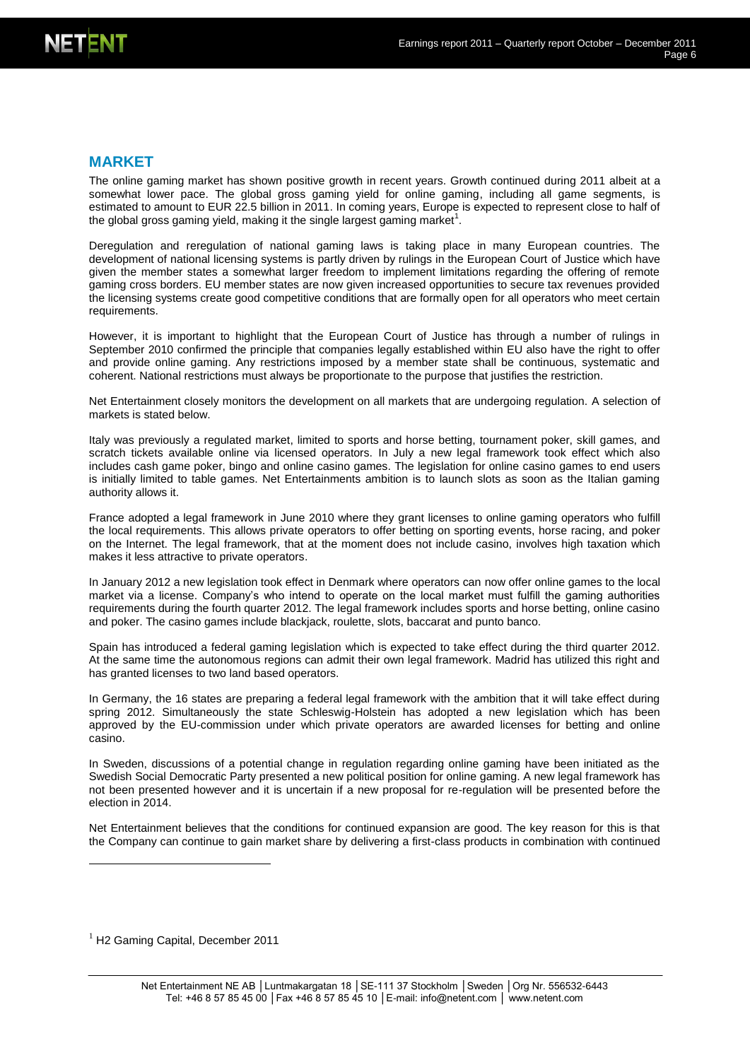## MARKET

The online gaming market has shown positive growth in recent years. Growth continued during 2011 albeit at a somewhat lower pace. The global gross gaming yield for online gaming, including all game segments, is estimated to amount to EUR 22.5 billion in 2011. In coming years, Europe is expected to represent close to half of the global gross gaming yield, making it the single largest gaming market[1].

Deregulation and reregulation of national gaming laws is taking place in many European countries. The development of national licensing systems is partly driven by rulings in the European Court of Justice which have given the member states a somewhat larger freedom to implement limitations regarding the offering of remote gaming cross borders. EU member states are now given increased opportunities to secure tax revenues provided the licensing systems create good competitive conditions that are formally open for all operators who meet certain requirements.

However, it is important to highlight that the European Court of Justice has through a number of rulings in September 2010 confirmed the principle that companies legally established within EU also have the right to offer and provide online gaming. Any restrictions imposed by a member state shall be continuous, systematic and coherent. National restrictions must always be proportionate to the purpose that justifies the restriction.

Net Entertainment closely monitors the development on all markets that are undergoing regulation. A selection of markets is stated below.

Italy was previously a regulated market, limited to sports and horse betting, tournament poker, skill games, and scratch tickets available online via licensed operators. In July a new legal framework took effect which also includes cash game poker, bingo and online casino games. The legislation for online casino games to end users is initially limited to table games. Net Entertainments ambition is to launch slots as soon as the Italian gaming authority allows it.

France adopted a legal framework in June 2010 where they grant licenses to online gaming operators who fulfill the local requirements. This allows private operators to offer betting on sporting events, horse racing, and poker on the Internet. The legal framework, that at the moment does not include casino, involves high taxation which makes it less attractive to private operators.

In January 2012 a new legislation took effect in Denmark where operators can now offer online games to the local market via a license. Company's who intend to operate on the local market must fulfill the gaming authorities requirements during the fourth quarter 2012. The legal framework includes sports and horse betting, online casino and poker. The casino games include blackjack, roulette, slots, baccarat and punto banco.

Spain has introduced a federal gaming legislation which is expected to take effect during the third quarter 2012. At the same time the autonomous regions can admit their own legal framework. Madrid has utilized this right and has granted licenses to two land based operators.

In Germany, the 16 states are preparing a federal legal framework with the ambition that it will take effect during spring 2012. Simultaneously the state Schleswig-Holstein has adopted a new legislation which has been approved by the EU-commission under which private operators are awarded licenses for betting and online casino.

In Sweden, discussions of a potential change in regulation regarding online gaming have been initiated as the Swedish Social Democratic Party presented a new political position for online gaming. A new legal framework has not been presented however and it is uncertain if a new proposal for re-regulation will be presented before the election in 2014.

Net Entertainment believes that the conditions for continued expansion are good. The key reason for this is that the Company can continue to gain market share by delivering a first-class products in combination with continued

[1] H2 Gaming Capital, December 2011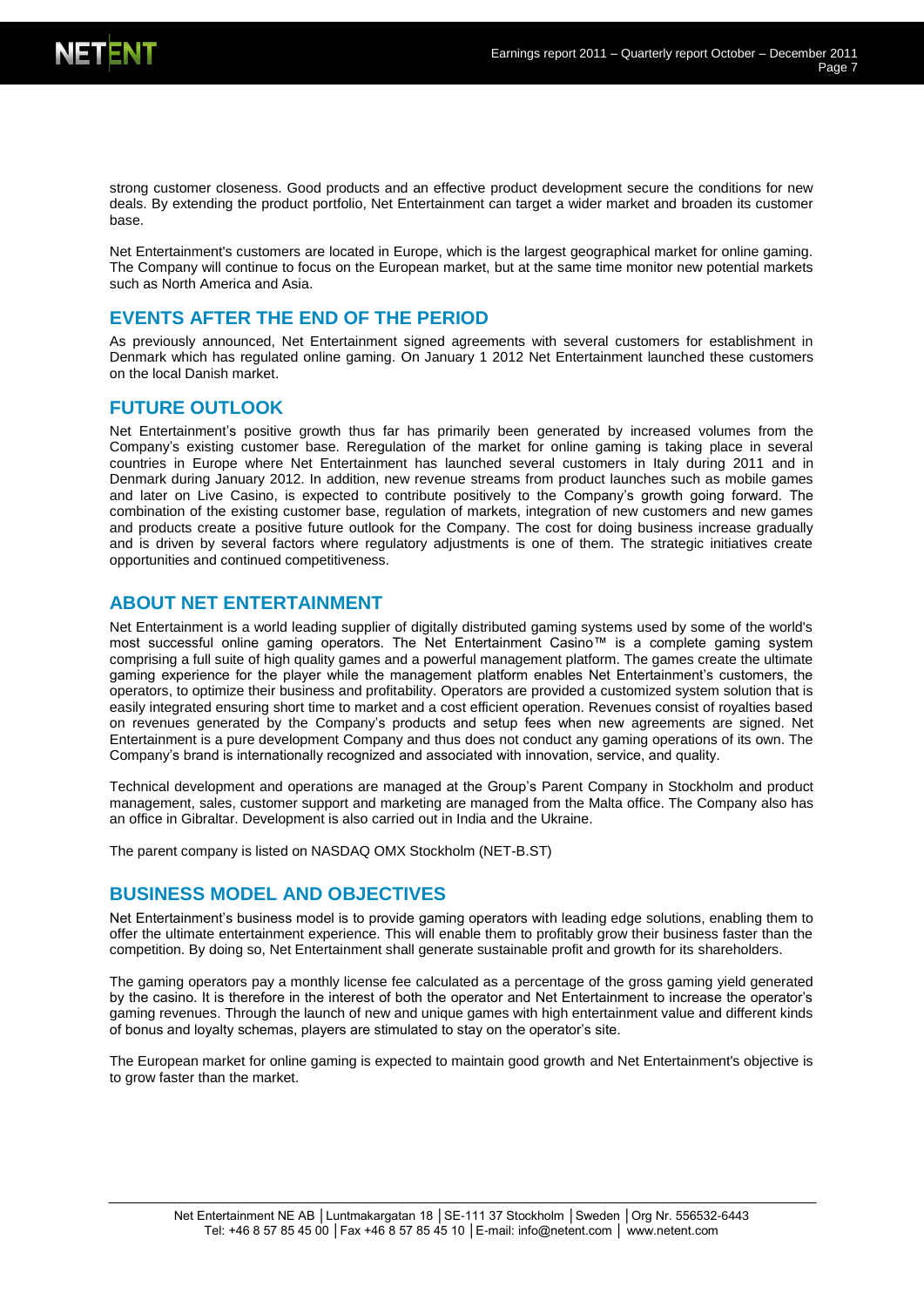strong customer closeness. Good products and an effective product development secure the conditions for new deals. By extending the product portfolio, Net Entertainment can target a wider market and broaden its customer base.

Net Entertainment's customers are located in Europe, which is the largest geographical market for online gaming. The Company will continue to focus on the European market, but at the same time monitor new potential markets such as North America and Asia.

## EVENTS AFTER THE END OF THE PERIOD

As previously announced, Net Entertainment signed agreements with several customers for establishment in Denmark which has regulated online gaming. On January 1 2012 Net Entertainment launched these customers on the local Danish market.

## FUTURE OUTLOOK

Net Entertainment's positive growth thus far has primarily been generated by increased volumes from the Company's existing customer base. Reregulation of the market for online gaming is taking place in several countries in Europe where Net Entertainment has launched several customers in Italy during 2011 and in Denmark during January 2012. In addition, new revenue streams from product launches such as mobile games and later on Live Casino, is expected to contribute positively to the Company's growth going forward. The combination of the existing customer base, regulation of markets, integration of new customers and new games and products create a positive future outlook for the Company. The cost for doing business increase gradually and is driven by several factors where regulatory adjustments is one of them. The strategic initiatives create opportunities and continued competitiveness.

## ABOUT NET ENTERTAINMENT

Net Entertainment is a world leading supplier of digitally distributed gaming systems used by some of the world's most successful online gaming operators. The Net Entertainment Casino™ is a complete gaming system comprising a full suite of high quality games and a powerful management platform. The games create the ultimate gaming experience for the player while the management platform enables Net Entertainment's customers, the operators, to optimize their business and profitability. Operators are provided a customized system solution that is easily integrated ensuring short time to market and a cost efficient operation. Revenues consist of royalties based on revenues generated by the Company's products and setup fees when new agreements are signed. Net Entertainment is a pure development Company and thus does not conduct any gaming operations of its own. The Company's brand is internationally recognized and associated with innovation, service, and quality.

Technical development and operations are managed at the Group's Parent Company in Stockholm and product management, sales, customer support and marketing are managed from the Malta office. The Company also has an office in Gibraltar. Development is also carried out in India and the Ukraine.

The parent company is listed on NASDAQ OMX Stockholm (NET-B.ST)

## BUSINESS MODEL AND OBJECTIVES

Net Entertainment's business model is to provide gaming operators with leading edge solutions, enabling them to offer the ultimate entertainment experience. This will enable them to profitably grow their business faster than the competition. By doing so, Net Entertainment shall generate sustainable profit and growth for its shareholders.

The gaming operators pay a monthly license fee calculated as a percentage of the gross gaming yield generated by the casino. It is therefore in the interest of both the operator and Net Entertainment to increase the operator's gaming revenues. Through the launch of new and unique games with high entertainment value and different kinds of bonus and loyalty schemas, players are stimulated to stay on the operator's site.

The European market for online gaming is expected to maintain good growth and Net Entertainment's objective is to grow faster than the market.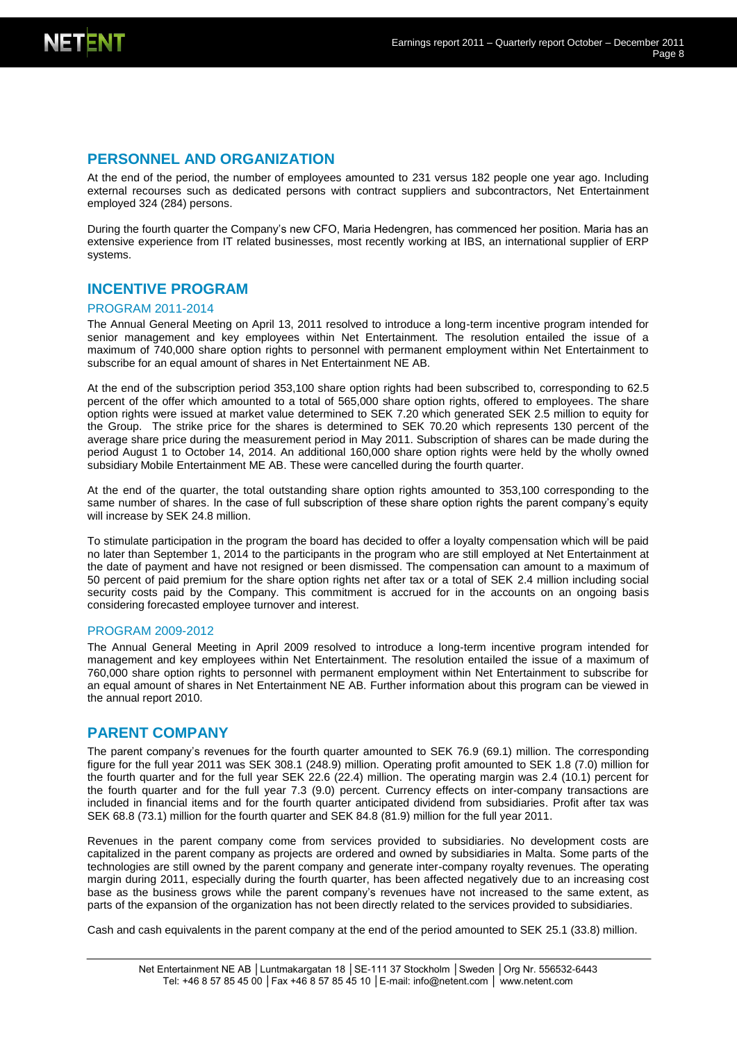## PERSONNEL AND ORGANIZATION

At the end of the period, the number of employees amounted to 231 versus 182 people one year ago. Including external recourses such as dedicated persons with contract suppliers and subcontractors, Net Entertainment employed 324 (284) persons.

During the fourth quarter the Company's new CFO, Maria Hedengren, has commenced her position. Maria has an extensive experience from IT related businesses, most recently working at IBS, an international supplier of ERP systems.

## INCENTIVE PROGRAM

### PROGRAM 2011-2014

The Annual General Meeting on April 13, 2011 resolved to introduce a long-term incentive program intended for senior management and key employees within Net Entertainment. The resolution entailed the issue of a maximum of 740,000 share option rights to personnel with permanent employment within Net Entertainment to subscribe for an equal amount of shares in Net Entertainment NE AB.

At the end of the subscription period 353,100 share option rights had been subscribed to, corresponding to 62.5 percent of the offer which amounted to a total of 565,000 share option rights, offered to employees. The share option rights were issued at market value determined to SEK 7.20 which generated SEK 2.5 million to equity for the Group. The strike price for the shares is determined to SEK 70.20 which represents 130 percent of the average share price during the measurement period in May 2011. Subscription of shares can be made during the period August 1 to October 14, 2014. An additional 160,000 share option rights were held by the wholly owned subsidiary Mobile Entertainment ME AB. These were cancelled during the fourth quarter.

At the end of the quarter, the total outstanding share option rights amounted to 353,100 corresponding to the same number of shares. In the case of full subscription of these share option rights the parent company's equity will increase by SEK 24.8 million.

To stimulate participation in the program the board has decided to offer a loyalty compensation which will be paid no later than September 1, 2014 to the participants in the program who are still employed at Net Entertainment at the date of payment and have not resigned or been dismissed. The compensation can amount to a maximum of 50 percent of paid premium for the share option rights net after tax or a total of SEK 2.4 million including social security costs paid by the Company. This commitment is accrued for in the accounts on an ongoing basis considering forecasted employee turnover and interest.

### PROGRAM 2009-2012

The Annual General Meeting in April 2009 resolved to introduce a long-term incentive program intended for management and key employees within Net Entertainment. The resolution entailed the issue of a maximum of 760,000 share option rights to personnel with permanent employment within Net Entertainment to subscribe for an equal amount of shares in Net Entertainment NE AB. Further information about this program can be viewed in the annual report 2010.

## PARENT COMPANY

The parent company's revenues for the fourth quarter amounted to SEK 76.9 (69.1) million. The corresponding figure for the full year 2011 was SEK 308.1 (248.9) million. Operating profit amounted to SEK 1.8 (7.0) million for the fourth quarter and for the full year SEK 22.6 (22.4) million. The operating margin was 2.4 (10.1) percent for the fourth quarter and for the full year 7.3 (9.0) percent. Currency effects on inter-company transactions are included in financial items and for the fourth quarter anticipated dividend from subsidiaries. Profit after tax was SEK 68.8 (73.1) million for the fourth quarter and SEK 84.8 (81.9) million for the full year 2011.

Revenues in the parent company come from services provided to subsidiaries. No development costs are capitalized in the parent company as projects are ordered and owned by subsidiaries in Malta. Some parts of the technologies are still owned by the parent company and generate inter-company royalty revenues. The operating margin during 2011, especially during the fourth quarter, has been affected negatively due to an increasing cost base as the business grows while the parent company's revenues have not increased to the same extent, as parts of the expansion of the organization has not been directly related to the services provided to subsidiaries.

Cash and cash equivalents in the parent company at the end of the period amounted to SEK 25.1 (33.8) million.

Net Entertainment NE AB │Luntmakargatan 18 │SE-111 37 Stockholm │Sweden │Org Nr. 556532-6443
Tel: +46 8 57 85 45 00 │Fax +46 8 57 85 45 10 │E-mail: info@netent.com │ www.netent.com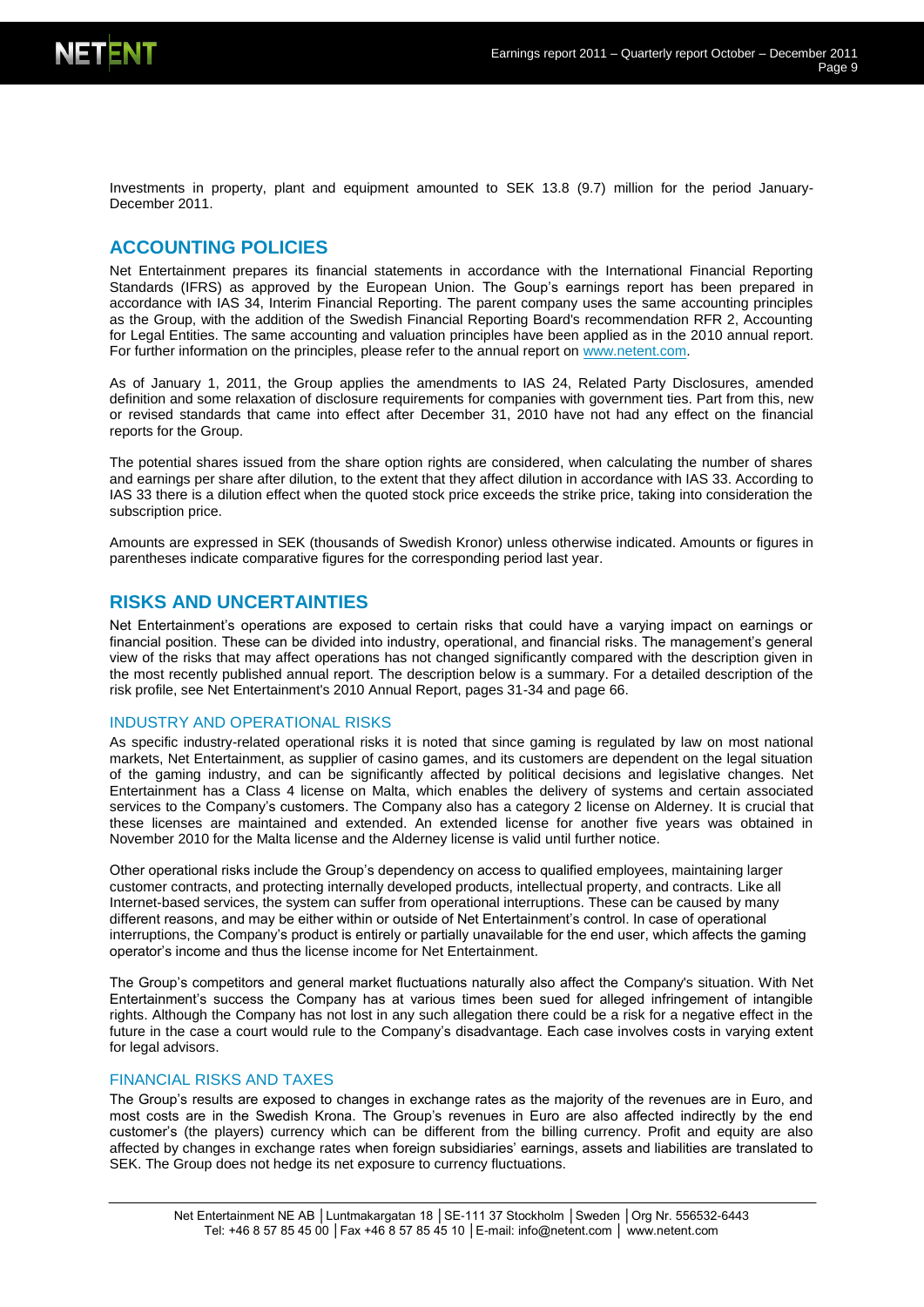Investments in property, plant and equipment amounted to SEK 13.8 (9.7) million for the period January-December 2011.

## ACCOUNTING POLICIES

Net Entertainment prepares its financial statements in accordance with the International Financial Reporting Standards (IFRS) as approved by the European Union. The Goup's earnings report has been prepared in accordance with IAS 34, Interim Financial Reporting. The parent company uses the same accounting principles as the Group, with the addition of the Swedish Financial Reporting Board's recommendation RFR 2, Accounting for Legal Entities. The same accounting and valuation principles have been applied as in the 2010 annual report. For further information on the principles, please refer to the annual report on www.netent.com.

As of January 1, 2011, the Group applies the amendments to IAS 24, Related Party Disclosures, amended definition and some relaxation of disclosure requirements for companies with government ties. Part from this, new or revised standards that came into effect after December 31, 2010 have not had any effect on the financial reports for the Group.

The potential shares issued from the share option rights are considered, when calculating the number of shares and earnings per share after dilution, to the extent that they affect dilution in accordance with IAS 33. According to IAS 33 there is a dilution effect when the quoted stock price exceeds the strike price, taking into consideration the subscription price.

Amounts are expressed in SEK (thousands of Swedish Kronor) unless otherwise indicated. Amounts or figures in parentheses indicate comparative figures for the corresponding period last year.

## RISKS AND UNCERTAINTIES

Net Entertainment's operations are exposed to certain risks that could have a varying impact on earnings or financial position. These can be divided into industry, operational, and financial risks. The management's general view of the risks that may affect operations has not changed significantly compared with the description given in the most recently published annual report. The description below is a summary. For a detailed description of the risk profile, see Net Entertainment's 2010 Annual Report, pages 31-34 and page 66.

### INDUSTRY AND OPERATIONAL RISKS

As specific industry-related operational risks it is noted that since gaming is regulated by law on most national markets, Net Entertainment, as supplier of casino games, and its customers are dependent on the legal situation of the gaming industry, and can be significantly affected by political decisions and legislative changes. Net Entertainment has a Class 4 license on Malta, which enables the delivery of systems and certain associated services to the Company's customers. The Company also has a category 2 license on Alderney. It is crucial that these licenses are maintained and extended. An extended license for another five years was obtained in November 2010 for the Malta license and the Alderney license is valid until further notice.

Other operational risks include the Group's dependency on access to qualified employees, maintaining larger customer contracts, and protecting internally developed products, intellectual property, and contracts. Like all Internet-based services, the system can suffer from operational interruptions. These can be caused by many different reasons, and may be either within or outside of Net Entertainment's control. In case of operational interruptions, the Company's product is entirely or partially unavailable for the end user, which affects the gaming operator's income and thus the license income for Net Entertainment.

The Group's competitors and general market fluctuations naturally also affect the Company's situation. With Net Entertainment's success the Company has at various times been sued for alleged infringement of intangible rights. Although the Company has not lost in any such allegation there could be a risk for a negative effect in the future in the case a court would rule to the Company's disadvantage. Each case involves costs in varying extent for legal advisors.

### FINANCIAL RISKS AND TAXES

The Group's results are exposed to changes in exchange rates as the majority of the revenues are in Euro, and most costs are in the Swedish Krona. The Group's revenues in Euro are also affected indirectly by the end customer's (the players) currency which can be different from the billing currency. Profit and equity are also affected by changes in exchange rates when foreign subsidiaries' earnings, assets and liabilities are translated to SEK. The Group does not hedge its net exposure to currency fluctuations.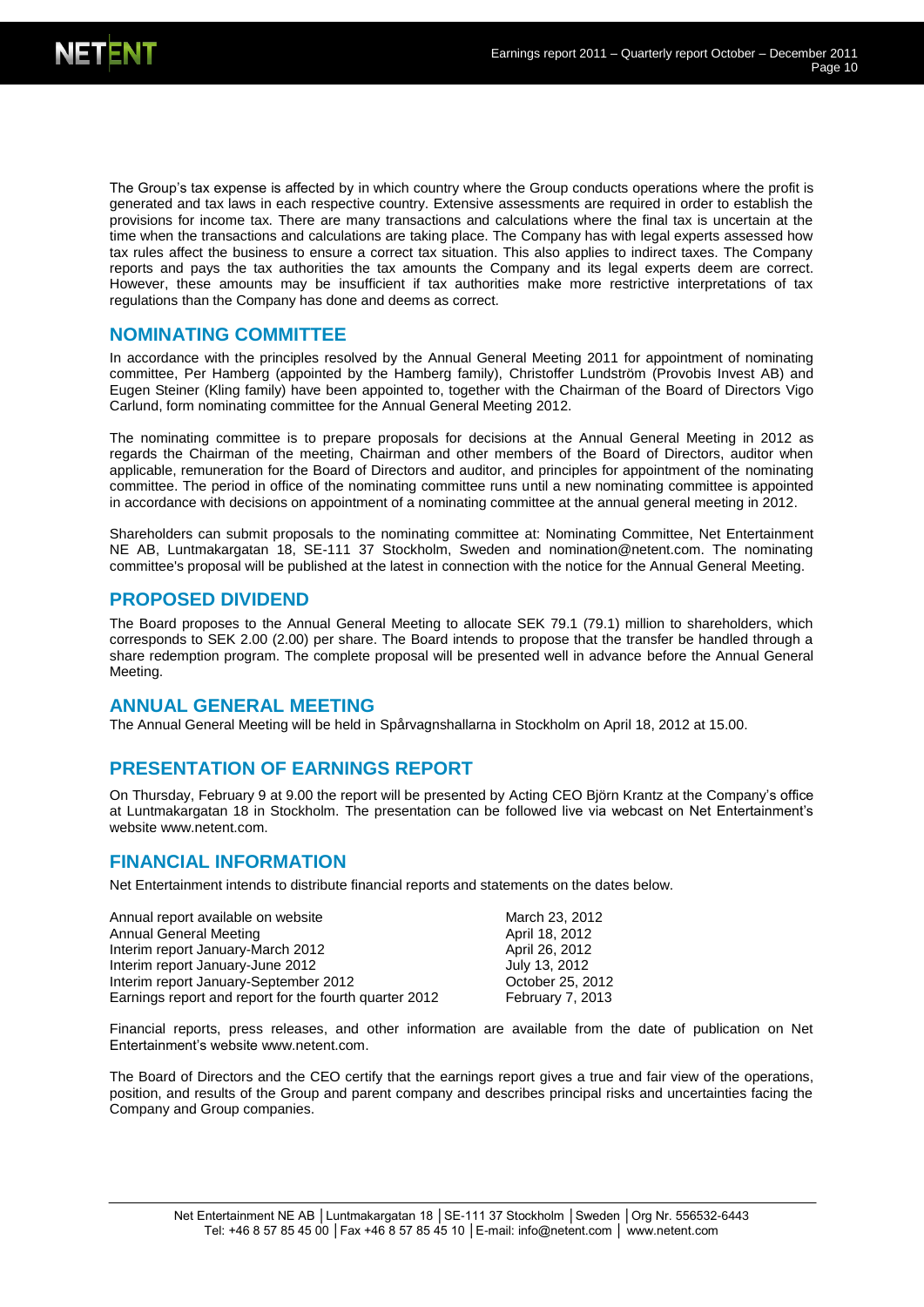The Group's tax expense is affected by in which country where the Group conducts operations where the profit is generated and tax laws in each respective country. Extensive assessments are required in order to establish the provisions for income tax. There are many transactions and calculations where the final tax is uncertain at the time when the transactions and calculations are taking place. The Company has with legal experts assessed how tax rules affect the business to ensure a correct tax situation. This also applies to indirect taxes. The Company reports and pays the tax authorities the tax amounts the Company and its legal experts deem are correct. However, these amounts may be insufficient if tax authorities make more restrictive interpretations of tax regulations than the Company has done and deems as correct.

## NOMINATING COMMITTEE

In accordance with the principles resolved by the Annual General Meeting 2011 for appointment of nominating committee, Per Hamberg (appointed by the Hamberg family), Christoffer Lundström (Provobis Invest AB) and Eugen Steiner (Kling family) have been appointed to, together with the Chairman of the Board of Directors Vigo Carlund, form nominating committee for the Annual General Meeting 2012.

The nominating committee is to prepare proposals for decisions at the Annual General Meeting in 2012 as regards the Chairman of the meeting, Chairman and other members of the Board of Directors, auditor when applicable, remuneration for the Board of Directors and auditor, and principles for appointment of the nominating committee. The period in office of the nominating committee runs until a new nominating committee is appointed in accordance with decisions on appointment of a nominating committee at the annual general meeting in 2012.

Shareholders can submit proposals to the nominating committee at: Nominating Committee, Net Entertainment NE AB, Luntmakargatan 18, SE-111 37 Stockholm, Sweden and nomination@netent.com. The nominating committee's proposal will be published at the latest in connection with the notice for the Annual General Meeting.

## PROPOSED DIVIDEND

The Board proposes to the Annual General Meeting to allocate SEK 79.1 (79.1) million to shareholders, which corresponds to SEK 2.00 (2.00) per share. The Board intends to propose that the transfer be handled through a share redemption program. The complete proposal will be presented well in advance before the Annual General Meeting.

## ANNUAL GENERAL MEETING

The Annual General Meeting will be held in Spårvagnshallarna in Stockholm on April 18, 2012 at 15.00.

## PRESENTATION OF EARNINGS REPORT

On Thursday, February 9 at 9.00 the report will be presented by Acting CEO Björn Krantz at the Company's office at Luntmakargatan 18 in Stockholm. The presentation can be followed live via webcast on Net Entertainment's website www.netent.com.

## FINANCIAL INFORMATION

Net Entertainment intends to distribute financial reports and statements on the dates below.

| | |
|---|---|
| Annual report available on website | March 23, 2012 |
| Annual General Meeting | April 18, 2012 |
| Interim report January-March 2012 | April 26, 2012 |
| Interim report January-June 2012 | July 13, 2012 |
| Interim report January-September 2012 | October 25, 2012 |
| Earnings report and report for the fourth quarter 2012 | February 7, 2013 |

Financial reports, press releases, and other information are available from the date of publication on Net Entertainment's website www.netent.com.

The Board of Directors and the CEO certify that the earnings report gives a true and fair view of the operations, position, and results of the Group and parent company and describes principal risks and uncertainties facing the Company and Group companies.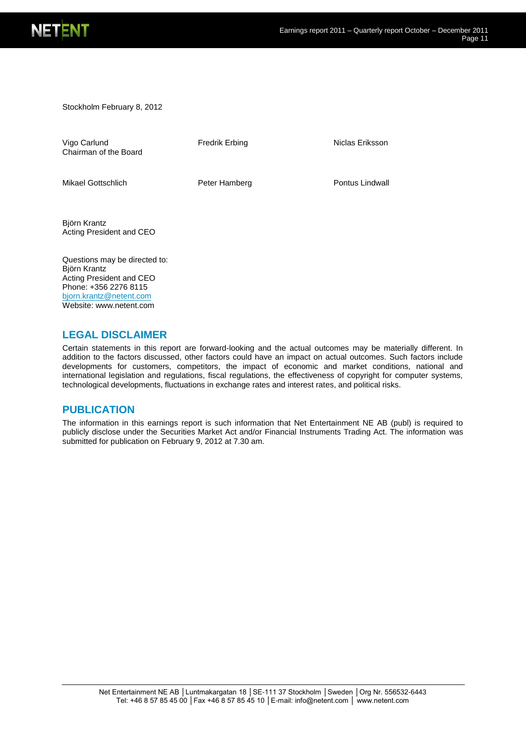Stockholm February 8, 2012

| | | |
|---|---|---|
| Vigo Carlund<br>Chairman of the Board | Fredrik Erbing | Niclas Eriksson |
| Mikael Gottschlich | Peter Hamberg | Pontus Lindwall |
| Björn Krantz<br>Acting President and CEO | | |

Questions may be directed to:
Björn Krantz
Acting President and CEO
Phone: +356 2276 8115
bjorn.krantz@netent.com
Website: www.netent.com

## LEGAL DISCLAIMER

Certain statements in this report are forward-looking and the actual outcomes may be materially different. In addition to the factors discussed, other factors could have an impact on actual outcomes. Such factors include developments for customers, competitors, the impact of economic and market conditions, national and international legislation and regulations, fiscal regulations, the effectiveness of copyright for computer systems, technological developments, fluctuations in exchange rates and interest rates, and political risks.

## PUBLICATION

The information in this earnings report is such information that Net Entertainment NE AB (publ) is required to publicly disclose under the Securities Market Act and/or Financial Instruments Trading Act. The information was submitted for publication on February 9, 2012 at 7.30 am.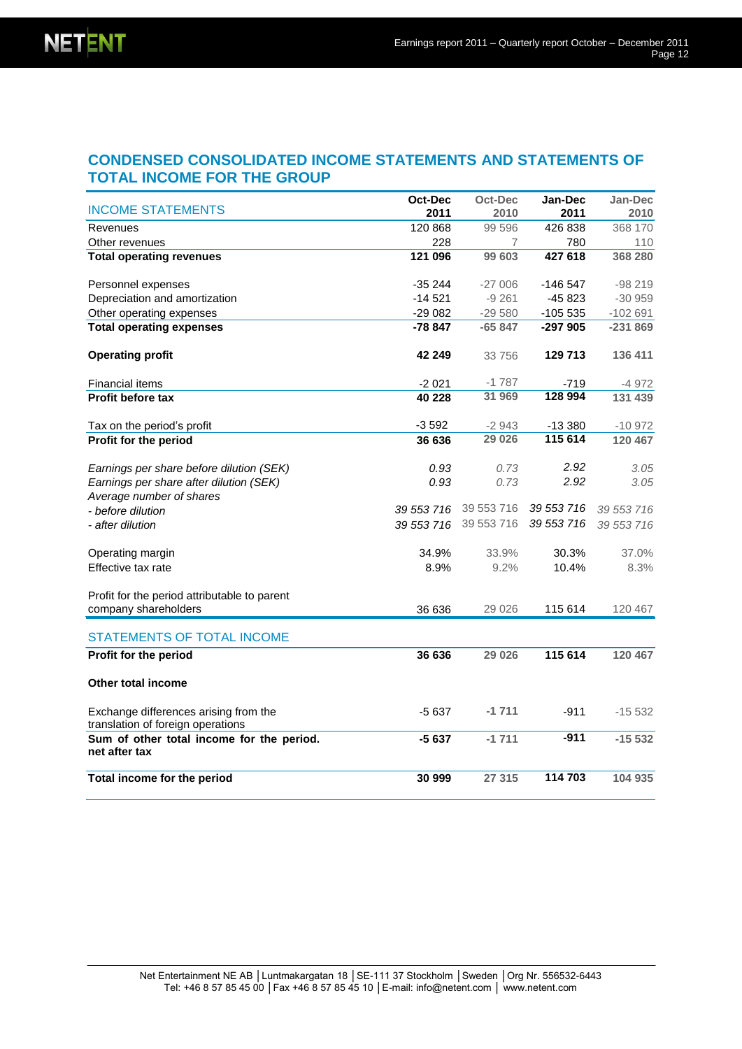## CONDENSED CONSOLIDATED INCOME STATEMENTS AND STATEMENTS OF TOTAL INCOME FOR THE GROUP

| INCOME STATEMENTS | Oct-Dec 2011 | Oct-Dec 2010 | Jan-Dec 2011 | Jan-Dec 2010 |
|---|---|---|---|---|
| Revenues | 120 868 | 99 596 | 426 838 | 368 170 |
| Other revenues | 228 | 7 | 780 | 110 |
| **Total operating revenues** | **121 096** | **99 603** | **427 618** | **368 280** |
| | | | | |
| Personnel expenses | -35 244 | -27 006 | -146 547 | -98 219 |
| Depreciation and amortization | -14 521 | -9 261 | -45 823 | -30 959 |
| Other operating expenses | -29 082 | -29 580 | -105 535 | -102 691 |
| **Total operating expenses** | **-78 847** | **-65 847** | **-297 905** | **-231 869** |
| | | | | |
| **Operating profit** | **42 249** | 33 756 | **129 713** | **136 411** |
| | | | | |
| Financial items | -2 021 | -1 787 | -719 | -4 972 |
| **Profit before tax** | **40 228** | **31 969** | **128 994** | **131 439** |
| | | | | |
| Tax on the period's profit | -3 592 | -2 943 | -13 380 | -10 972 |
| **Profit for the period** | **36 636** | **29 026** | **115 614** | **120 467** |
| | | | | |
| *Earnings per share before dilution (SEK)* | *0.93* | *0.73* | *2.92* | *3.05* |
| *Earnings per share after dilution (SEK)* | *0.93* | *0.73* | *2.92* | *3.05* |
| *Average number of shares* | | | | |
| *- before dilution* | *39 553 716* | 39 553 716 | *39 553 716* | *39 553 716* |
| *- after dilution* | *39 553 716* | 39 553 716 | *39 553 716* | *39 553 716* |
| | | | | |
| Operating margin | 34.9% | 33.9% | 30.3% | 37.0% |
| Effective tax rate | 8.9% | 9.2% | 10.4% | 8.3% |
| | | | | |
| Profit for the period attributable to parent company shareholders | 36 636 | 29 026 | 115 614 | 120 467 |

| STATEMENTS OF TOTAL INCOME | | | | |
|---|---|---|---|---|
| **Profit for the period** | **36 636** | **29 026** | **115 614** | **120 467** |
| | | | | |
| **Other total income** | | | | |
| | | | | |
| Exchange differences arising from the translation of foreign operations | -5 637 | -1 711 | -911 | -15 532 |
| **Sum of other total income for the period. net after tax** | **-5 637** | **-1 711** | **-911** | **-15 532** |
| | | | | |
| **Total income for the period** | **30 999** | **27 315** | **114 703** | **104 935** |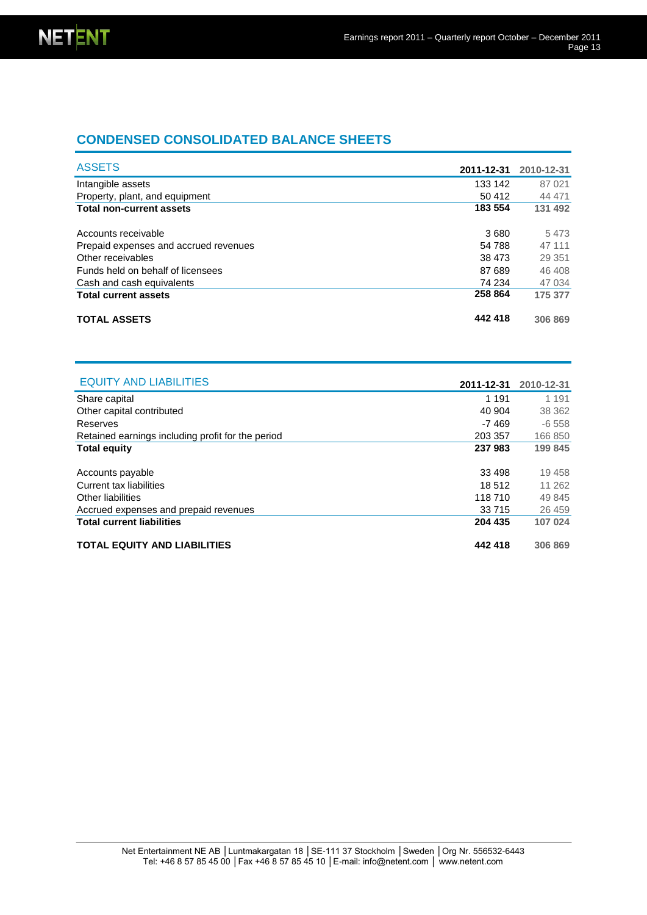## CONDENSED CONSOLIDATED BALANCE SHEETS

| ASSETS | 2011-12-31 | 2010-12-31 |
|---|---|---|
| Intangible assets | 133 142 | 87 021 |
| Property, plant, and equipment | 50 412 | 44 471 |
| **Total non-current assets** | **183 554** | **131 492** |
| | | |
| Accounts receivable | 3 680 | 5 473 |
| Prepaid expenses and accrued revenues | 54 788 | 47 111 |
| Other receivables | 38 473 | 29 351 |
| Funds held on behalf of licensees | 87 689 | 46 408 |
| Cash and cash equivalents | 74 234 | 47 034 |
| **Total current assets** | **258 864** | **175 377** |
| | | |
| **TOTAL ASSETS** | **442 418** | **306 869** |

| EQUITY AND LIABILITIES | 2011-12-31 | 2010-12-31 |
|---|---|---|
| Share capital | 1 191 | 1 191 |
| Other capital contributed | 40 904 | 38 362 |
| Reserves | -7 469 | -6 558 |
| Retained earnings including profit for the period | 203 357 | 166 850 |
| **Total equity** | **237 983** | **199 845** |
| | | |
| Accounts payable | 33 498 | 19 458 |
| Current tax liabilities | 18 512 | 11 262 |
| Other liabilities | 118 710 | 49 845 |
| Accrued expenses and prepaid revenues | 33 715 | 26 459 |
| **Total current liabilities** | **204 435** | **107 024** |
| | | |
| **TOTAL EQUITY AND LIABILITIES** | **442 418** | **306 869** |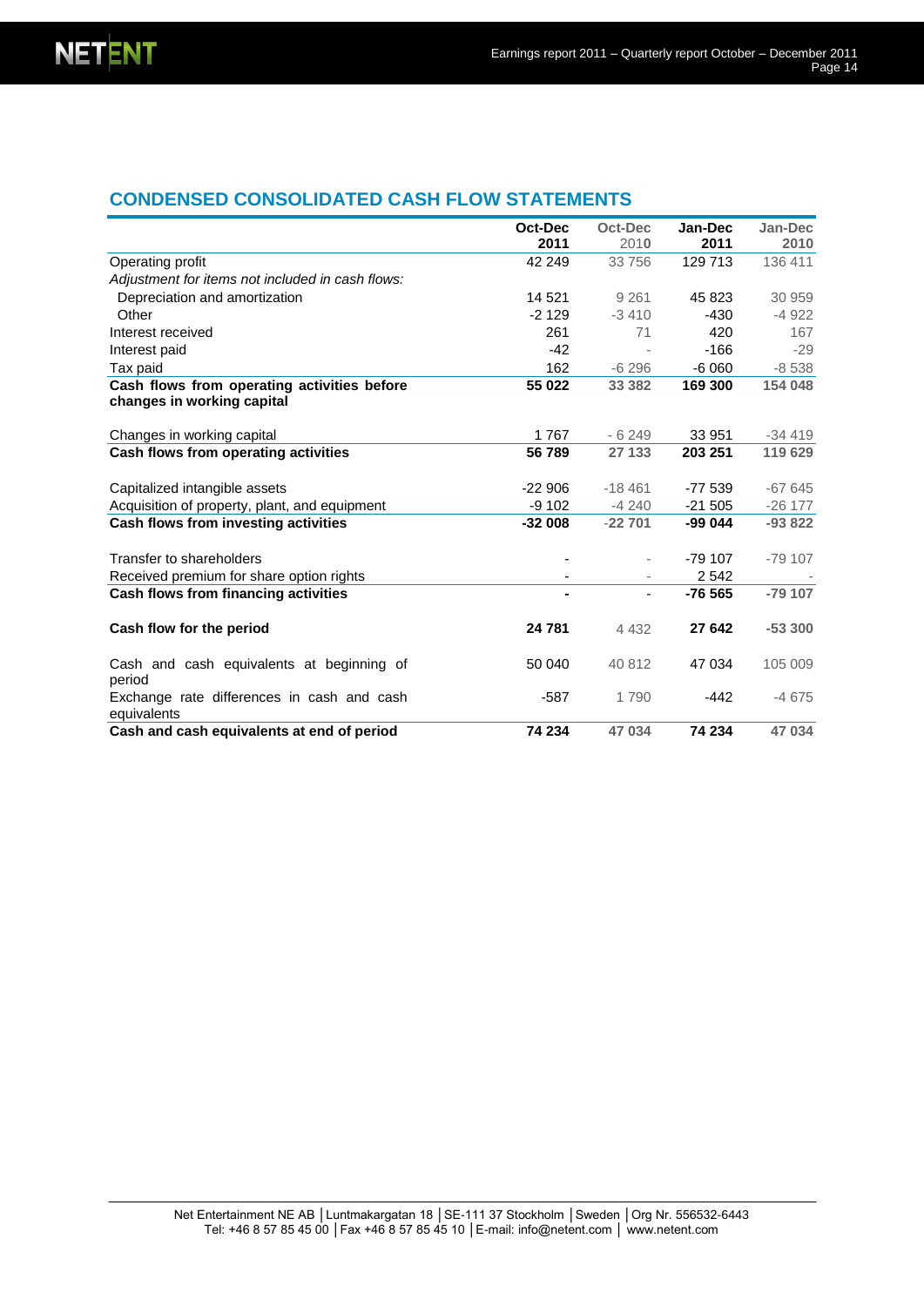## CONDENSED CONSOLIDATED CASH FLOW STATEMENTS

| | Oct-Dec 2011 | Oct-Dec 2010 | Jan-Dec 2011 | Jan-Dec 2010 |
|---|---|---|---|---|
| Operating profit | 42 249 | 33 756 | 129 713 | 136 411 |
| *Adjustment for items not included in cash flows:* | | | | |
| Depreciation and amortization | 14 521 | 9 261 | 45 823 | 30 959 |
| Other | -2 129 | -3 410 | -430 | -4 922 |
| Interest received | 261 | 71 | 420 | 167 |
| Interest paid | -42 | - | -166 | -29 |
| Tax paid | 162 | -6 296 | -6 060 | -8 538 |
| **Cash flows from operating activities before changes in working capital** | **55 022** | **33 382** | **169 300** | **154 048** |
| Changes in working capital | 1 767 | - 6 249 | 33 951 | -34 419 |
| **Cash flows from operating activities** | **56 789** | **27 133** | **203 251** | **119 629** |
| Capitalized intangible assets | -22 906 | -18 461 | -77 539 | -67 645 |
| Acquisition of property, plant, and equipment | -9 102 | -4 240 | -21 505 | -26 177 |
| **Cash flows from investing activities** | **-32 008** | **-22 701** | **-99 044** | **-93 822** |
| Transfer to shareholders | - | - | -79 107 | -79 107 |
| Received premium for share option rights | - | - | 2 542 | - |
| **Cash flows from financing activities** | **-** | **-** | **-76 565** | **-79 107** |
| **Cash flow for the period** | **24 781** | 4 432 | **27 642** | **-53 300** |
| Cash and cash equivalents at beginning of period | 50 040 | 40 812 | 47 034 | 105 009 |
| Exchange rate differences in cash and cash equivalents | -587 | 1 790 | -442 | -4 675 |
| **Cash and cash equivalents at end of period** | **74 234** | **47 034** | **74 234** | **47 034** |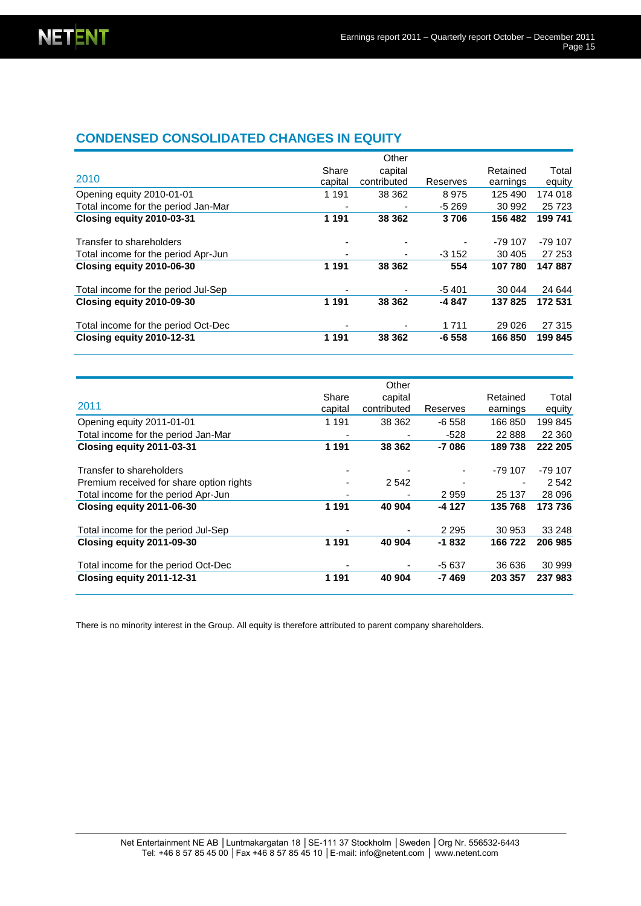## CONDENSED CONSOLIDATED CHANGES IN EQUITY

| 2010 | Share capital | Other capital contributed | Reserves | Retained earnings | Total equity |
|---|---|---|---|---|---|
| Opening equity 2010-01-01 | 1 191 | 38 362 | 8 975 | 125 490 | 174 018 |
| Total income for the period Jan-Mar | - | - | -5 269 | 30 992 | 25 723 |
| **Closing equity 2010-03-31** | **1 191** | **38 362** | **3 706** | **156 482** | **199 741** |
| | | | | | |
| Transfer to shareholders | - | - | - | -79 107 | -79 107 |
| Total income for the period Apr-Jun | - | - | -3 152 | 30 405 | 27 253 |
| **Closing equity 2010-06-30** | **1 191** | **38 362** | **554** | **107 780** | **147 887** |
| | | | | | |
| Total income for the period Jul-Sep | - | - | -5 401 | 30 044 | 24 644 |
| **Closing equity 2010-09-30** | **1 191** | **38 362** | **-4 847** | **137 825** | **172 531** |
| | | | | | |
| Total income for the period Oct-Dec | - | - | 1 711 | 29 026 | 27 315 |
| **Closing equity 2010-12-31** | **1 191** | **38 362** | **-6 558** | **166 850** | **199 845** |

| 2011 | Share capital | Other capital contributed | Reserves | Retained earnings | Total equity |
|---|---|---|---|---|---|
| Opening equity 2011-01-01 | 1 191 | 38 362 | -6 558 | 166 850 | 199 845 |
| Total income for the period Jan-Mar | - | - | -528 | 22 888 | 22 360 |
| **Closing equity 2011-03-31** | **1 191** | **38 362** | **-7 086** | **189 738** | **222 205** |
| | | | | | |
| Transfer to shareholders | - | - | - | -79 107 | -79 107 |
| Premium received for share option rights | - | 2 542 | - | - | 2 542 |
| Total income for the period Apr-Jun | - | - | 2 959 | 25 137 | 28 096 |
| **Closing equity 2011-06-30** | **1 191** | **40 904** | **-4 127** | **135 768** | **173 736** |
| | | | | | |
| Total income for the period Jul-Sep | - | - | 2 295 | 30 953 | 33 248 |
| **Closing equity 2011-09-30** | **1 191** | **40 904** | **-1 832** | **166 722** | **206 985** |
| | | | | | |
| Total income for the period Oct-Dec | - | - | -5 637 | 36 636 | 30 999 |
| **Closing equity 2011-12-31** | **1 191** | **40 904** | **-7 469** | **203 357** | **237 983** |

There is no minority interest in the Group. All equity is therefore attributed to parent company shareholders.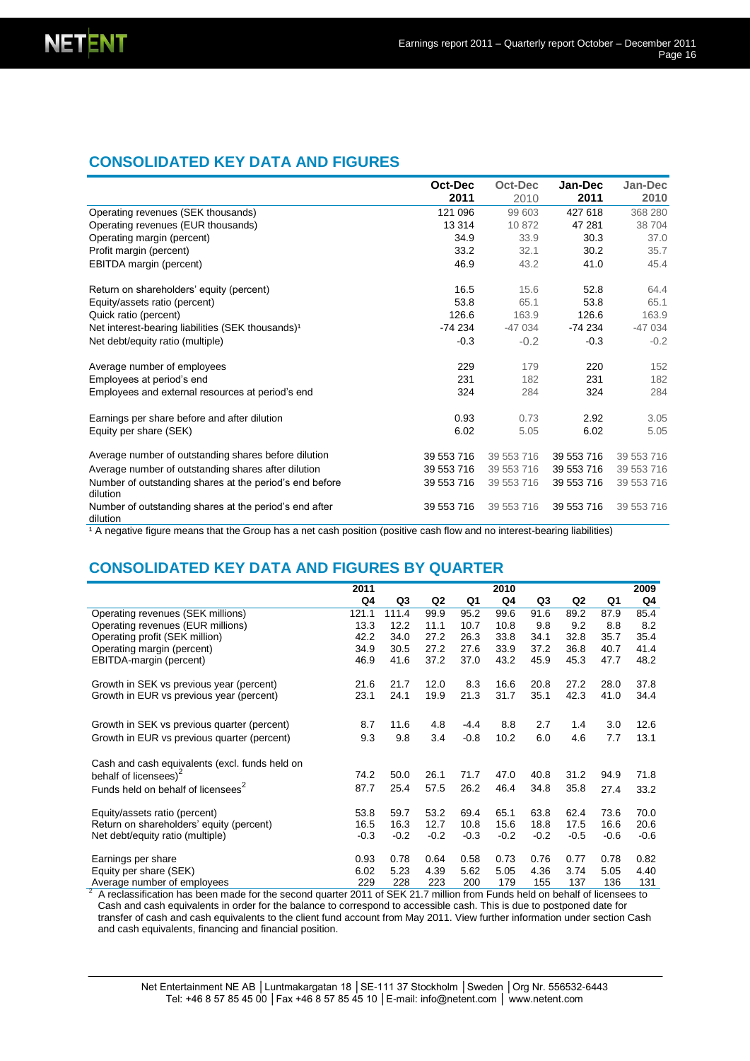## CONSOLIDATED KEY DATA AND FIGURES

| | Oct-Dec 2011 | Oct-Dec 2010 | Jan-Dec 2011 | Jan-Dec 2010 |
|---|---|---|---|---|
| Operating revenues (SEK thousands) | 121 096 | 99 603 | 427 618 | 368 280 |
| Operating revenues (EUR thousands) | 13 314 | 10 872 | 47 281 | 38 704 |
| Operating margin (percent) | 34.9 | 33.9 | 30.3 | 37.0 |
| Profit margin (percent) | 33.2 | 32.1 | 30.2 | 35.7 |
| EBITDA margin (percent) | 46.9 | 43.2 | 41.0 | 45.4 |
| | | | | |
| Return on shareholders' equity (percent) | 16.5 | 15.6 | 52.8 | 64.4 |
| Equity/assets ratio (percent) | 53.8 | 65.1 | 53.8 | 65.1 |
| Quick ratio (percent) | 126.6 | 163.9 | 126.6 | 163.9 |
| Net interest-bearing liabilities (SEK thousands)[1] | -74 234 | -47 034 | -74 234 | -47 034 |
| Net debt/equity ratio (multiple) | -0.3 | -0.2 | -0.3 | -0.2 |
| | | | | |
| Average number of employees | 229 | 179 | 220 | 152 |
| Employees at period's end | 231 | 182 | 231 | 182 |
| Employees and external resources at period's end | 324 | 284 | 324 | 284 |
| | | | | |
| Earnings per share before and after dilution | 0.93 | 0.73 | 2.92 | 3.05 |
| Equity per share (SEK) | 6.02 | 5.05 | 6.02 | 5.05 |
| | | | | |
| Average number of outstanding shares before dilution | 39 553 716 | 39 553 716 | 39 553 716 | 39 553 716 |
| Average number of outstanding shares after dilution | 39 553 716 | 39 553 716 | 39 553 716 | 39 553 716 |
| Number of outstanding shares at the period's end before dilution | 39 553 716 | 39 553 716 | 39 553 716 | 39 553 716 |
| Number of outstanding shares at the period's end after dilution | 39 553 716 | 39 553 716 | 39 553 716 | 39 553 716 |

[1] A negative figure means that the Group has a net cash position (positive cash flow and no interest-bearing liabilities)

## CONSOLIDATED KEY DATA AND FIGURES BY QUARTER

| | 2011 | | | | 2010 | | | | 2009 |
|---|---|---|---|---|---|---|---|---|---|
| | Q4 | Q3 | Q2 | Q1 | Q4 | Q3 | Q2 | Q1 | Q4 |
| Operating revenues (SEK millions) | 121.1 | 111.4 | 99.9 | 95.2 | 99.6 | 91.6 | 89.2 | 87.9 | 85.4 |
| Operating revenues (EUR millions) | 13.3 | 12.2 | 11.1 | 10.7 | 10.8 | 9.8 | 9.2 | 8.8 | 8.2 |
| Operating profit (SEK million) | 42.2 | 34.0 | 27.2 | 26.3 | 33.8 | 34.1 | 32.8 | 35.7 | 35.4 |
| Operating margin (percent) | 34.9 | 30.5 | 27.2 | 27.6 | 33.9 | 37.2 | 36.8 | 40.7 | 41.4 |
| EBITDA-margin (percent) | 46.9 | 41.6 | 37.2 | 37.0 | 43.2 | 45.9 | 45.3 | 47.7 | 48.2 |
| | | | | | | | | | |
| Growth in SEK vs previous year (percent) | 21.6 | 21.7 | 12.0 | 8.3 | 16.6 | 20.8 | 27.2 | 28.0 | 37.8 |
| Growth in EUR vs previous year (percent) | 23.1 | 24.1 | 19.9 | 21.3 | 31.7 | 35.1 | 42.3 | 41.0 | 34.4 |
| | | | | | | | | | |
| Growth in SEK vs previous quarter (percent) | 8.7 | 11.6 | 4.8 | -4.4 | 8.8 | 2.7 | 1.4 | 3.0 | 12.6 |
| Growth in EUR vs previous quarter (percent) | 9.3 | 9.8 | 3.4 | -0.8 | 10.2 | 6.0 | 4.6 | 7.7 | 13.1 |
| | | | | | | | | | |
| Cash and cash equivalents (excl. funds held on behalf of licensees)[2] | 74.2 | 50.0 | 26.1 | 71.7 | 47.0 | 40.8 | 31.2 | 94.9 | 71.8 |
| Funds held on behalf of licensees[2] | 87.7 | 25.4 | 57.5 | 26.2 | 46.4 | 34.8 | 35.8 | 27.4 | 33.2 |
| | | | | | | | | | |
| Equity/assets ratio (percent) | 53.8 | 59.7 | 53.2 | 69.4 | 65.1 | 63.8 | 62.4 | 73.6 | 70.0 |
| Return on shareholders' equity (percent) | 16.5 | 16.3 | 12.7 | 10.8 | 15.6 | 18.8 | 17.5 | 16.6 | 20.6 |
| Net debt/equity ratio (multiple) | -0.3 | -0.2 | -0.2 | -0.3 | -0.2 | -0.2 | -0.5 | -0.6 | -0.6 |
| | | | | | | | | | |
| Earnings per share | 0.93 | 0.78 | 0.64 | 0.58 | 0.73 | 0.76 | 0.77 | 0.78 | 0.82 |
| Equity per share (SEK) | 6.02 | 5.23 | 4.39 | 5.62 | 5.05 | 4.36 | 3.74 | 5.05 | 4.40 |
| Average number of employees | 229 | 228 | 223 | 200 | 179 | 155 | 137 | 136 | 131 |

[2] A reclassification has been made for the second quarter 2011 of SEK 21.7 million from Funds held on behalf of licensees to Cash and cash equivalents in order for the balance to correspond to accessible cash. This is due to postponed date for transfer of cash and cash equivalents to the client fund account from May 2011. View further information under section Cash and cash equivalents, financing and financial position.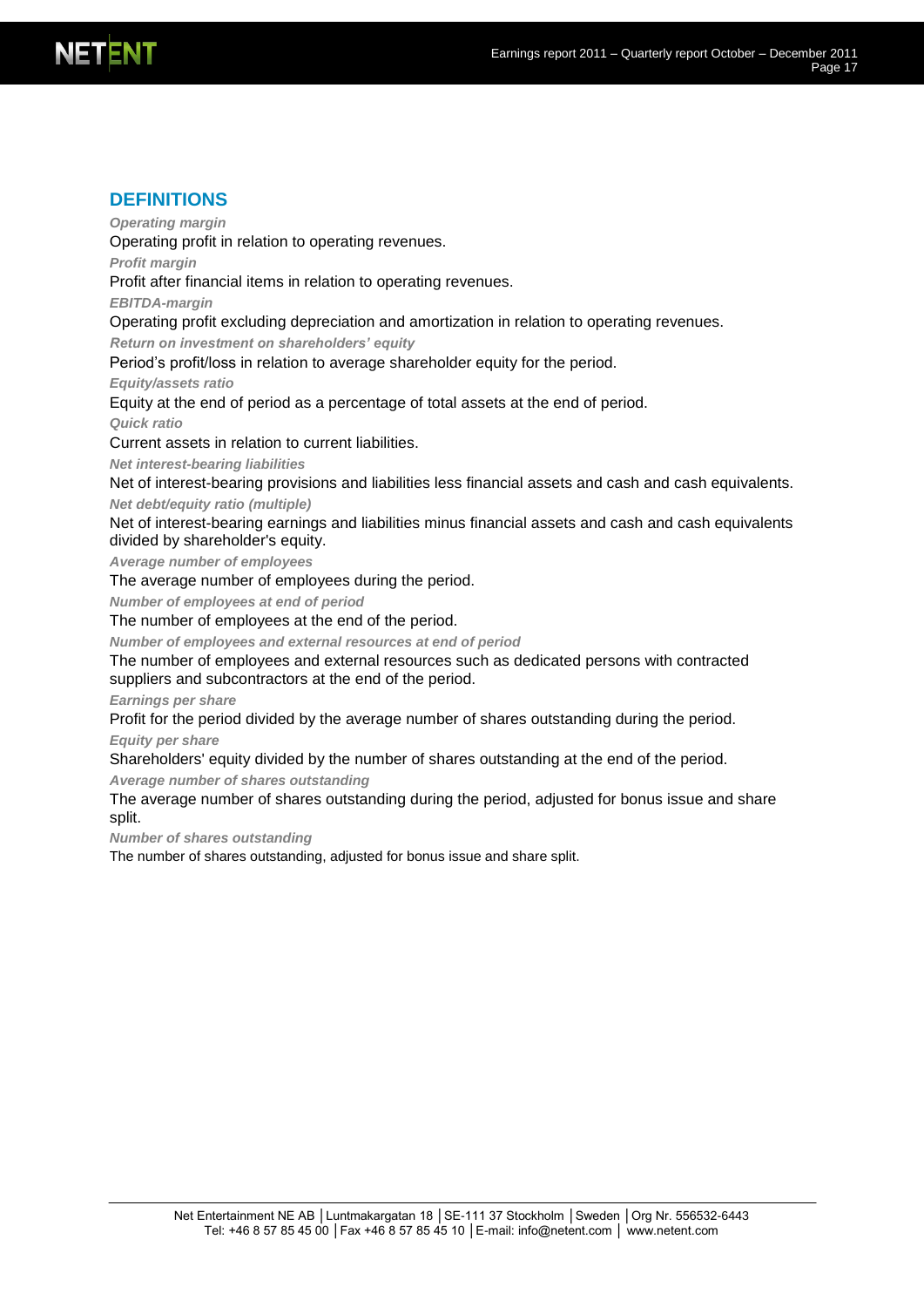## DEFINITIONS

***Operating margin***

Operating profit in relation to operating revenues.

***Profit margin***

Profit after financial items in relation to operating revenues.

***EBITDA-margin***

Operating profit excluding depreciation and amortization in relation to operating revenues.

***Return on investment on shareholders' equity***

Period's profit/loss in relation to average shareholder equity for the period.

***Equity/assets ratio***

Equity at the end of period as a percentage of total assets at the end of period.

***Quick ratio***

Current assets in relation to current liabilities.

***Net interest-bearing liabilities***

Net of interest-bearing provisions and liabilities less financial assets and cash and cash equivalents.

***Net debt/equity ratio (multiple)***

Net of interest-bearing earnings and liabilities minus financial assets and cash and cash equivalents divided by shareholder's equity.

***Average number of employees***

The average number of employees during the period.

***Number of employees at end of period***

The number of employees at the end of the period.

***Number of employees and external resources at end of period***

The number of employees and external resources such as dedicated persons with contracted suppliers and subcontractors at the end of the period.

***Earnings per share***

Profit for the period divided by the average number of shares outstanding during the period.

***Equity per share***

Shareholders' equity divided by the number of shares outstanding at the end of the period.

***Average number of shares outstanding***

The average number of shares outstanding during the period, adjusted for bonus issue and share split.

***Number of shares outstanding***

The number of shares outstanding, adjusted for bonus issue and share split.

Net Entertainment NE AB │Luntmakargatan 18 │SE-111 37 Stockholm │Sweden │Org Nr. 556532-6443
Tel: +46 8 57 85 45 00 │Fax +46 8 57 85 45 10 │E-mail: info@netent.com │ www.netent.com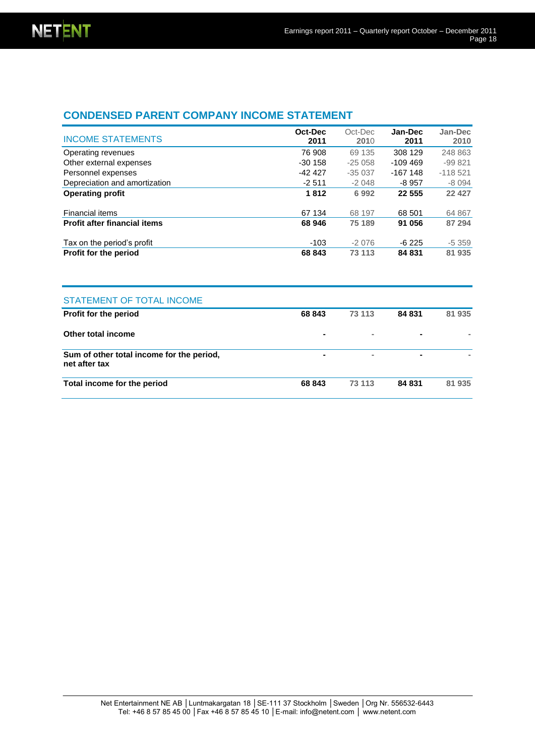## CONDENSED PARENT COMPANY INCOME STATEMENT

| INCOME STATEMENTS | Oct-Dec 2011 | Oct-Dec 2010 | Jan-Dec 2011 | Jan-Dec 2010 |
|---|---|---|---|---|
| Operating revenues | 76 908 | 69 135 | 308 129 | 248 863 |
| Other external expenses | -30 158 | -25 058 | -109 469 | -99 821 |
| Personnel expenses | -42 427 | -35 037 | -167 148 | -118 521 |
| Depreciation and amortization | -2 511 | -2 048 | -8 957 | -8 094 |
| **Operating profit** | **1 812** | **6 992** | **22 555** | **22 427** |
| | | | | |
| Financial items | 67 134 | 68 197 | 68 501 | 64 867 |
| **Profit after financial items** | **68 946** | **75 189** | **91 056** | **87 294** |
| | | | | |
| Tax on the period's profit | -103 | -2 076 | -6 225 | -5 359 |
| **Profit for the period** | **68 843** | **73 113** | **84 831** | **81 935** |

| STATEMENT OF TOTAL INCOME | | | | |
|---|---|---|---|---|
| **Profit for the period** | **68 843** | **73 113** | **84 831** | **81 935** |
| **Other total income** | - | - | - | - |
| **Sum of other total income for the period, net after tax** | - | - | - | - |
| **Total income for the period** | **68 843** | **73 113** | **84 831** | **81 935** |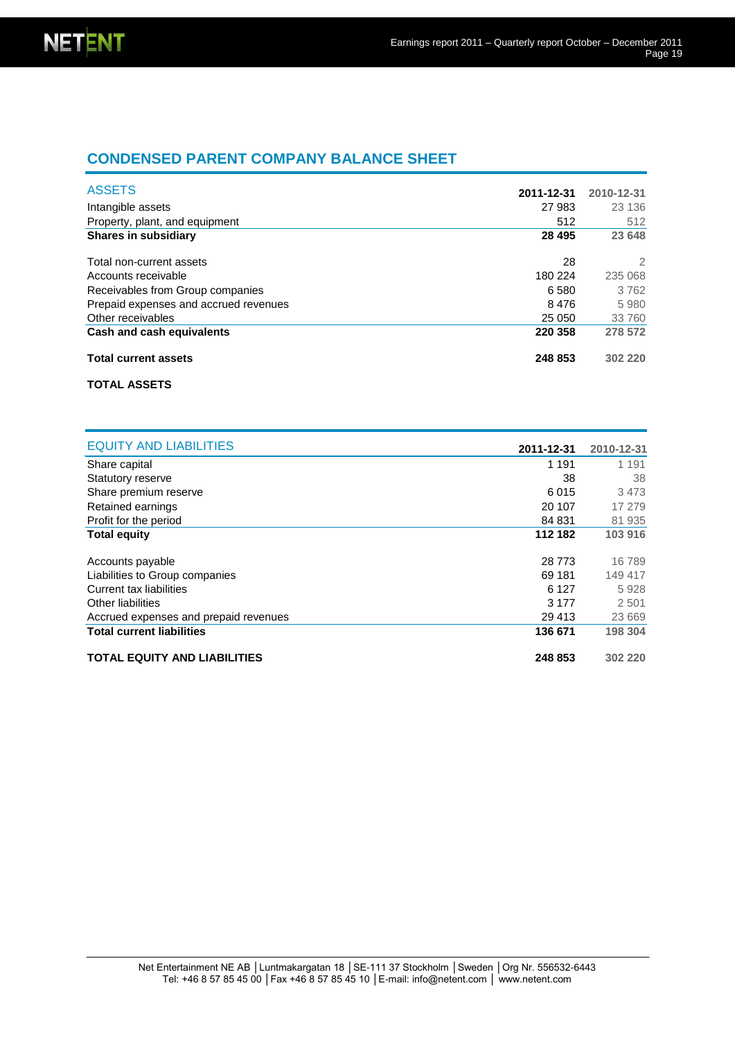## CONDENSED PARENT COMPANY BALANCE SHEET

| ASSETS | 2011-12-31 | 2010-12-31 |
|---|---|---|
| Intangible assets | 27 983 | 23 136 |
| Property, plant, and equipment | 512 | 512 |
| **Shares in subsidiary** | **28 495** | **23 648** |
| | | |
| Total non-current assets | 28 | 2 |
| Accounts receivable | 180 224 | 235 068 |
| Receivables from Group companies | 6 580 | 3 762 |
| Prepaid expenses and accrued revenues | 8 476 | 5 980 |
| Other receivables | 25 050 | 33 760 |
| **Cash and cash equivalents** | **220 358** | **278 572** |
| | | |
| **Total current assets** | **248 853** | **302 220** |
| | | |
| **TOTAL ASSETS** | | |

| EQUITY AND LIABILITIES | 2011-12-31 | 2010-12-31 |
|---|---|---|
| Share capital | 1 191 | 1 191 |
| Statutory reserve | 38 | 38 |
| Share premium reserve | 6 015 | 3 473 |
| Retained earnings | 20 107 | 17 279 |
| Profit for the period | 84 831 | 81 935 |
| **Total equity** | **112 182** | **103 916** |
| | | |
| Accounts payable | 28 773 | 16 789 |
| Liabilities to Group companies | 69 181 | 149 417 |
| Current tax liabilities | 6 127 | 5 928 |
| Other liabilities | 3 177 | 2 501 |
| Accrued expenses and prepaid revenues | 29 413 | 23 669 |
| **Total current liabilities** | **136 671** | **198 304** |
| | | |
| **TOTAL EQUITY AND LIABILITIES** | **248 853** | **302 220** |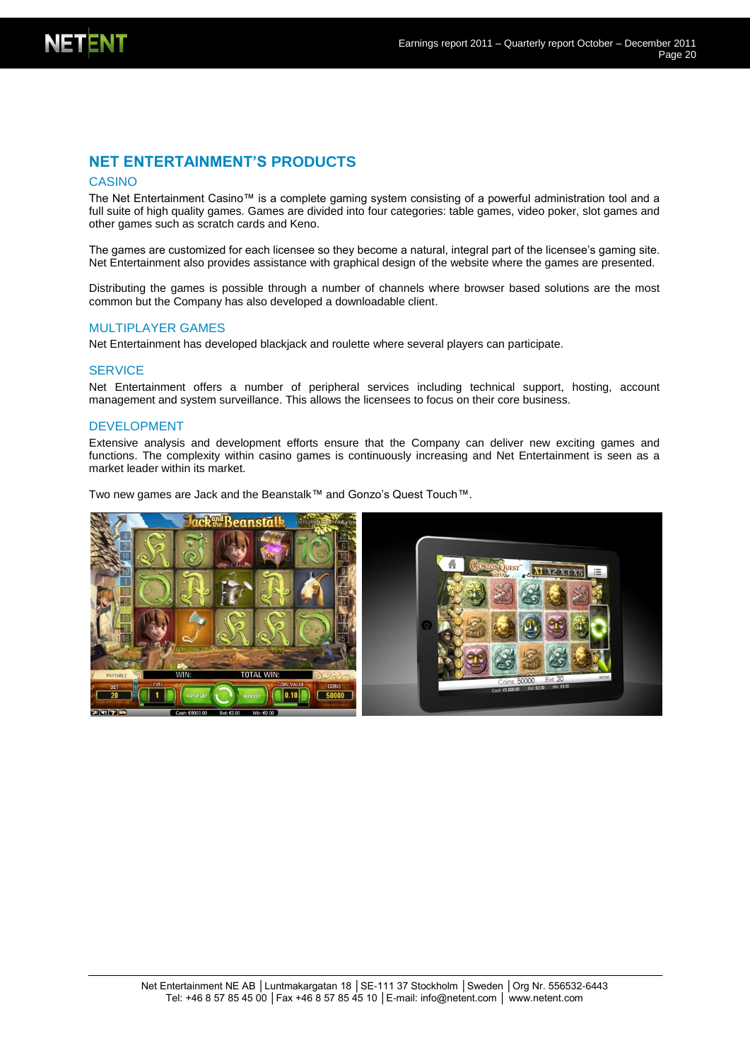## NET ENTERTAINMENT'S PRODUCTS

### CASINO

The Net Entertainment Casino™ is a complete gaming system consisting of a powerful administration tool and a full suite of high quality games. Games are divided into four categories: table games, video poker, slot games and other games such as scratch cards and Keno.

The games are customized for each licensee so they become a natural, integral part of the licensee's gaming site. Net Entertainment also provides assistance with graphical design of the website where the games are presented.

Distributing the games is possible through a number of channels where browser based solutions are the most common but the Company has also developed a downloadable client.

### MULTIPLAYER GAMES

Net Entertainment has developed blackjack and roulette where several players can participate.

### SERVICE

Net Entertainment offers a number of peripheral services including technical support, hosting, account management and system surveillance. This allows the licensees to focus on their core business.

### DEVELOPMENT

Extensive analysis and development efforts ensure that the Company can deliver new exciting games and functions. The complexity within casino games is continuously increasing and Net Entertainment is seen as a market leader within its market.

Two new games are Jack and the Beanstalk™ and Gonzo's Quest Touch™.

Net Entertainment NE AB │Luntmakargatan 18 │SE-111 37 Stockholm │Sweden │Org Nr. 556532-6443
Tel: +46 8 57 85 45 00 │Fax +46 8 57 85 45 10 │E-mail: info@netent.com │ www.netent.com